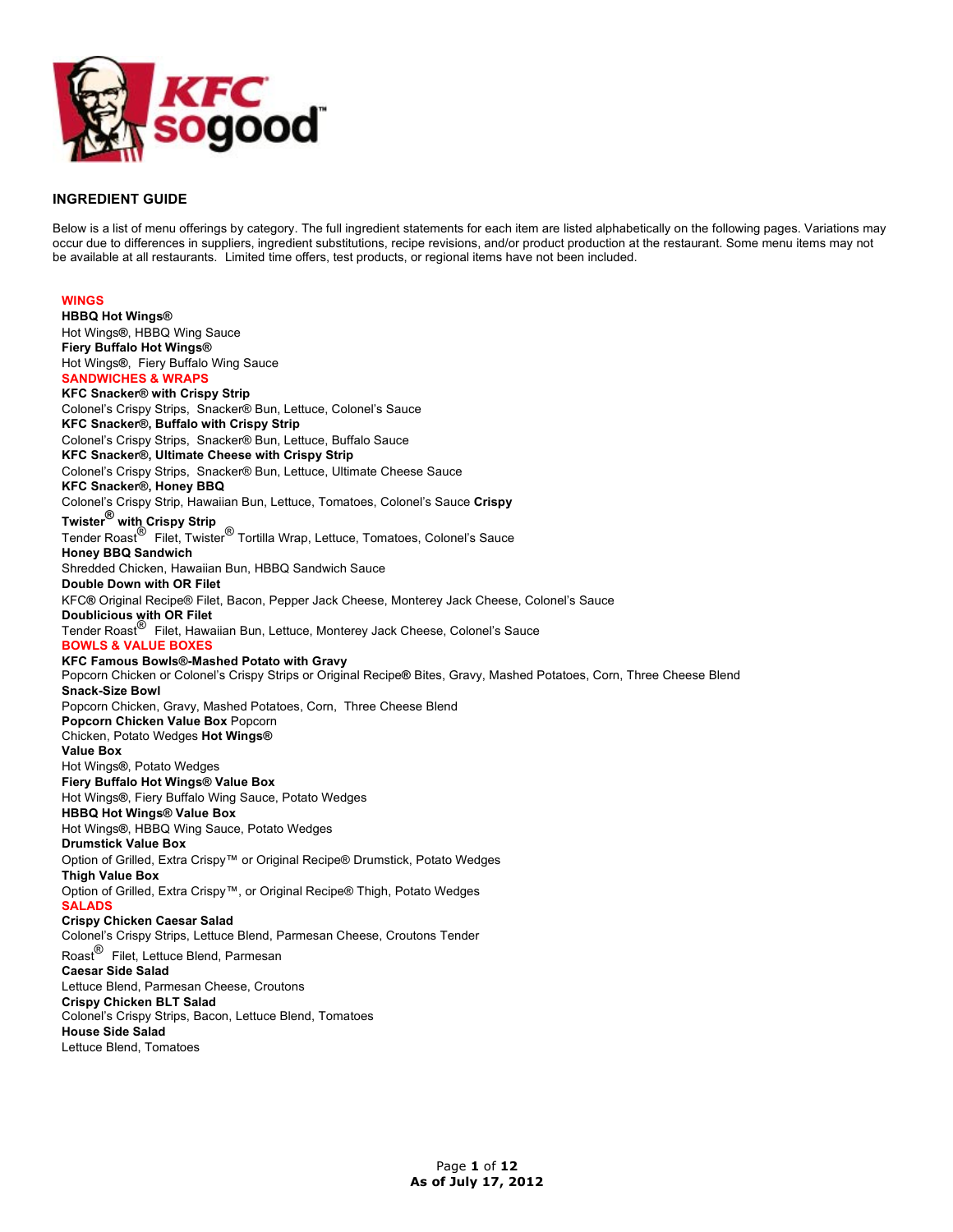## INGREDIENT GUIDE

Below is a list of menu offerings by category. The full ingredient statements for each item are listed alphabetically on the following pages. Variations may occur due to differences in suppliers, ingredient substitutions, recipe revisions, and/or product production at the restaurant. Some menu items may not be available at all restaurants. Limited time offers, test products, or regional items have not been included.

### WINGS

**HBBQ Hot Wings®**
Hot Wings®, HBBQ Wing Sauce
**Fiery Buffalo Hot Wings®**
Hot Wings®, Fiery Buffalo Wing Sauce

### SANDWICHES & WRAPS

**KFC Snacker® with Crispy Strip**
Colonel's Crispy Strips, Snacker® Bun, Lettuce, Colonel's Sauce
**KFC Snacker®, Buffalo with Crispy Strip**
Colonel's Crispy Strips, Snacker® Bun, Lettuce, Buffalo Sauce
**KFC Snacker®, Ultimate Cheese with Crispy Strip**
Colonel's Crispy Strips, Snacker® Bun, Lettuce, Ultimate Cheese Sauce
**KFC Snacker®, Honey BBQ**
Colonel's Crispy Strip, Hawaiian Bun, Lettuce, Tomatoes, Colonel's Sauce **Crispy Twister® with Crispy Strip**
Tender Roast® Filet, Twister® Tortilla Wrap, Lettuce, Tomatoes, Colonel's Sauce
**Honey BBQ Sandwich**
Shredded Chicken, Hawaiian Bun, HBBQ Sandwich Sauce
**Double Down with OR Filet**
KFC® Original Recipe® Filet, Bacon, Pepper Jack Cheese, Monterey Jack Cheese, Colonel's Sauce
**Doublicious with OR Filet**
Tender Roast® Filet, Hawaiian Bun, Lettuce, Monterey Jack Cheese, Colonel's Sauce

### BOWLS & VALUE BOXES

**KFC Famous Bowls®-Mashed Potato with Gravy**
Popcorn Chicken or Colonel's Crispy Strips or Original Recipe® Bites, Gravy, Mashed Potatoes, Corn, Three Cheese Blend
**Snack-Size Bowl**
Popcorn Chicken, Gravy, Mashed Potatoes, Corn, Three Cheese Blend
**Popcorn Chicken Value Box** Popcorn Chicken, Potato Wedges **Hot Wings® Value Box**
Hot Wings®, Potato Wedges
**Fiery Buffalo Hot Wings® Value Box**
Hot Wings®, Fiery Buffalo Wing Sauce, Potato Wedges
**HBBQ Hot Wings® Value Box**
Hot Wings®, HBBQ Wing Sauce, Potato Wedges
**Drumstick Value Box**
Option of Grilled, Extra Crispy™ or Original Recipe® Drumstick, Potato Wedges
**Thigh Value Box**
Option of Grilled, Extra Crispy™, or Original Recipe® Thigh, Potato Wedges

### SALADS

**Crispy Chicken Caesar Salad**
Colonel's Crispy Strips, Lettuce Blend, Parmesan Cheese, Croutons Tender Roast® Filet, Lettuce Blend, Parmesan
**Caesar Side Salad**
Lettuce Blend, Parmesan Cheese, Croutons
**Crispy Chicken BLT Salad**
Colonel's Crispy Strips, Bacon, Lettuce Blend, Tomatoes
**House Side Salad**
Lettuce Blend, Tomatoes

**As of July 17, 2012**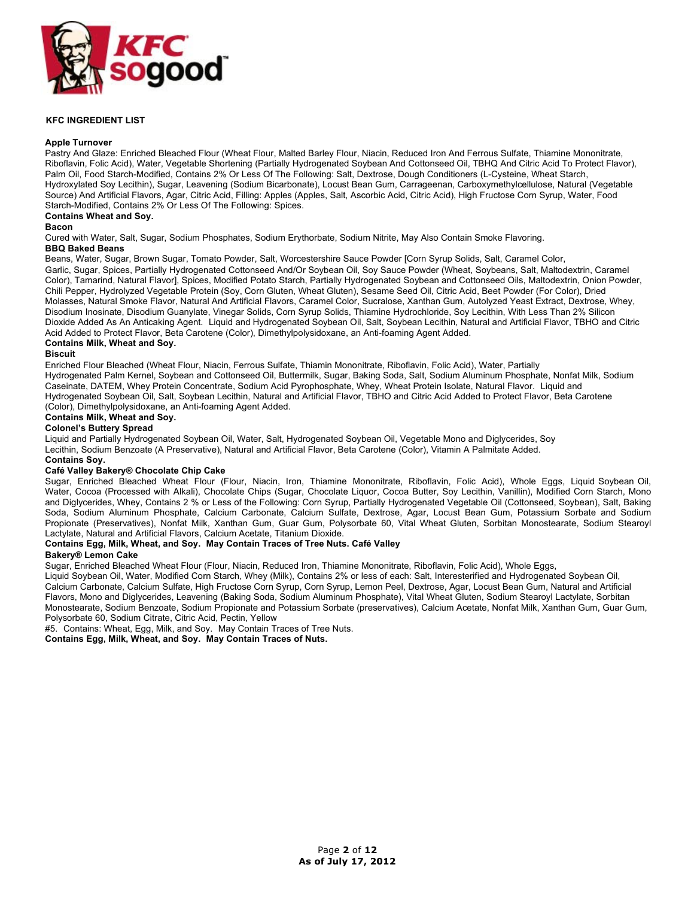## KFC INGREDIENT LIST

**Apple Turnover**

Pastry And Glaze: Enriched Bleached Flour (Wheat Flour, Malted Barley Flour, Niacin, Reduced Iron And Ferrous Sulfate, Thiamine Mononitrate, Riboflavin, Folic Acid), Water, Vegetable Shortening (Partially Hydrogenated Soybean And Cottonseed Oil, TBHQ And Citric Acid To Protect Flavor), Palm Oil, Food Starch-Modified, Contains 2% Or Less Of The Following: Salt, Dextrose, Dough Conditioners (L-Cysteine, Wheat Starch, Hydroxylated Soy Lecithin), Sugar, Leavening (Sodium Bicarbonate), Locust Bean Gum, Carrageenan, Carboxymethylcellulose, Natural (Vegetable Source) And Artificial Flavors, Agar, Citric Acid, Filling: Apples (Apples, Salt, Ascorbic Acid, Citric Acid), High Fructose Corn Syrup, Water, Food Starch-Modified, Contains 2% Or Less Of The Following: Spices.

**Contains Wheat and Soy.**

**Bacon**

Cured with Water, Salt, Sugar, Sodium Phosphates, Sodium Erythorbate, Sodium Nitrite, May Also Contain Smoke Flavoring.

**BBQ Baked Beans**

Beans, Water, Sugar, Brown Sugar, Tomato Powder, Salt, Worcestershire Sauce Powder [Corn Syrup Solids, Salt, Caramel Color, Garlic, Sugar, Spices, Partially Hydrogenated Cottonseed And/Or Soybean Oil, Soy Sauce Powder (Wheat, Soybeans, Salt, Maltodextrin, Caramel Color), Tamarind, Natural Flavor], Spices, Modified Potato Starch, Partially Hydrogenated Soybean and Cottonseed Oils, Maltodextrin, Onion Powder, Chili Pepper, Hydrolyzed Vegetable Protein (Soy, Corn Gluten, Wheat Gluten), Sesame Seed Oil, Citric Acid, Beet Powder (For Color), Dried Molasses, Natural Smoke Flavor, Natural And Artificial Flavors, Caramel Color, Sucralose, Xanthan Gum, Autolyzed Yeast Extract, Dextrose, Whey, Disodium Inosinate, Disodium Guanylate, Vinegar Solids, Corn Syrup Solids, Thiamine Hydrochloride, Soy Lecithin, With Less Than 2% Silicon Dioxide Added As An Anticaking Agent. Liquid and Hydrogenated Soybean Oil, Salt, Soybean Lecithin, Natural and Artificial Flavor, TBHO and Citric Acid Added to Protect Flavor, Beta Carotene (Color), Dimethylpolysidoxane, an Anti-foaming Agent Added.

**Contains Milk, Wheat and Soy.**

**Biscuit**

Enriched Flour Bleached (Wheat Flour, Niacin, Ferrous Sulfate, Thiamin Mononitrate, Riboflavin, Folic Acid), Water, Partially Hydrogenated Palm Kernel, Soybean and Cottonseed Oil, Buttermilk, Sugar, Baking Soda, Salt, Sodium Aluminum Phosphate, Nonfat Milk, Sodium Caseinate, DATEM, Whey Protein Concentrate, Sodium Acid Pyrophosphate, Whey, Wheat Protein Isolate, Natural Flavor. Liquid and Hydrogenated Soybean Oil, Salt, Soybean Lecithin, Natural and Artificial Flavor, TBHO and Citric Acid Added to Protect Flavor, Beta Carotene (Color), Dimethylpolysidoxane, an Anti-foaming Agent Added.

**Contains Milk, Wheat and Soy.**

**Colonel's Buttery Spread**

Liquid and Partially Hydrogenated Soybean Oil, Water, Salt, Hydrogenated Soybean Oil, Vegetable Mono and Diglycerides, Soy Lecithin, Sodium Benzoate (A Preservative), Natural and Artificial Flavor, Beta Carotene (Color), Vitamin A Palmitate Added.

**Contains Soy.**

**Café Valley Bakery® Chocolate Chip Cake**

Sugar, Enriched Bleached Wheat Flour (Flour, Niacin, Iron, Thiamine Mononitrate, Riboflavin, Folic Acid), Whole Eggs, Liquid Soybean Oil, Water, Cocoa (Processed with Alkali), Chocolate Chips (Sugar, Chocolate Liquor, Cocoa Butter, Soy Lecithin, Vanillin), Modified Corn Starch, Mono and Diglycerides, Whey, Contains 2 % or Less of the Following: Corn Syrup, Partially Hydrogenated Vegetable Oil (Cottonseed, Soybean), Salt, Baking Soda, Sodium Aluminum Phosphate, Calcium Carbonate, Calcium Sulfate, Dextrose, Agar, Locust Bean Gum, Potassium Sorbate and Sodium Propionate (Preservatives), Nonfat Milk, Xanthan Gum, Guar Gum, Polysorbate 60, Vital Wheat Gluten, Sorbitan Monostearate, Sodium Stearoyl Lactylate, Natural and Artificial Flavors, Calcium Acetate, Titanium Dioxide.

**Contains Egg, Milk, Wheat, and Soy. May Contain Traces of Tree Nuts.**

**Café Valley Bakery® Lemon Cake**

Sugar, Enriched Bleached Wheat Flour (Flour, Niacin, Reduced Iron, Thiamine Mononitrate, Riboflavin, Folic Acid), Whole Eggs, Liquid Soybean Oil, Water, Modified Corn Starch, Whey (Milk), Contains 2% or less of each: Salt, Interesterified and Hydrogenated Soybean Oil, Calcium Carbonate, Calcium Sulfate, High Fructose Corn Syrup, Corn Syrup, Lemon Peel, Dextrose, Agar, Locust Bean Gum, Natural and Artificial Flavors, Mono and Diglycerides, Leavening (Baking Soda, Sodium Aluminum Phosphate), Vital Wheat Gluten, Sodium Stearoyl Lactylate, Sorbitan Monostearate, Sodium Benzoate, Sodium Propionate and Potassium Sorbate (preservatives), Calcium Acetate, Nonfat Milk, Xanthan Gum, Guar Gum, Polysorbate 60, Sodium Citrate, Citric Acid, Pectin, Yellow #5. Contains: Wheat, Egg, Milk, and Soy. May Contain Traces of Tree Nuts.

**Contains Egg, Milk, Wheat, and Soy. May Contain Traces of Nuts.**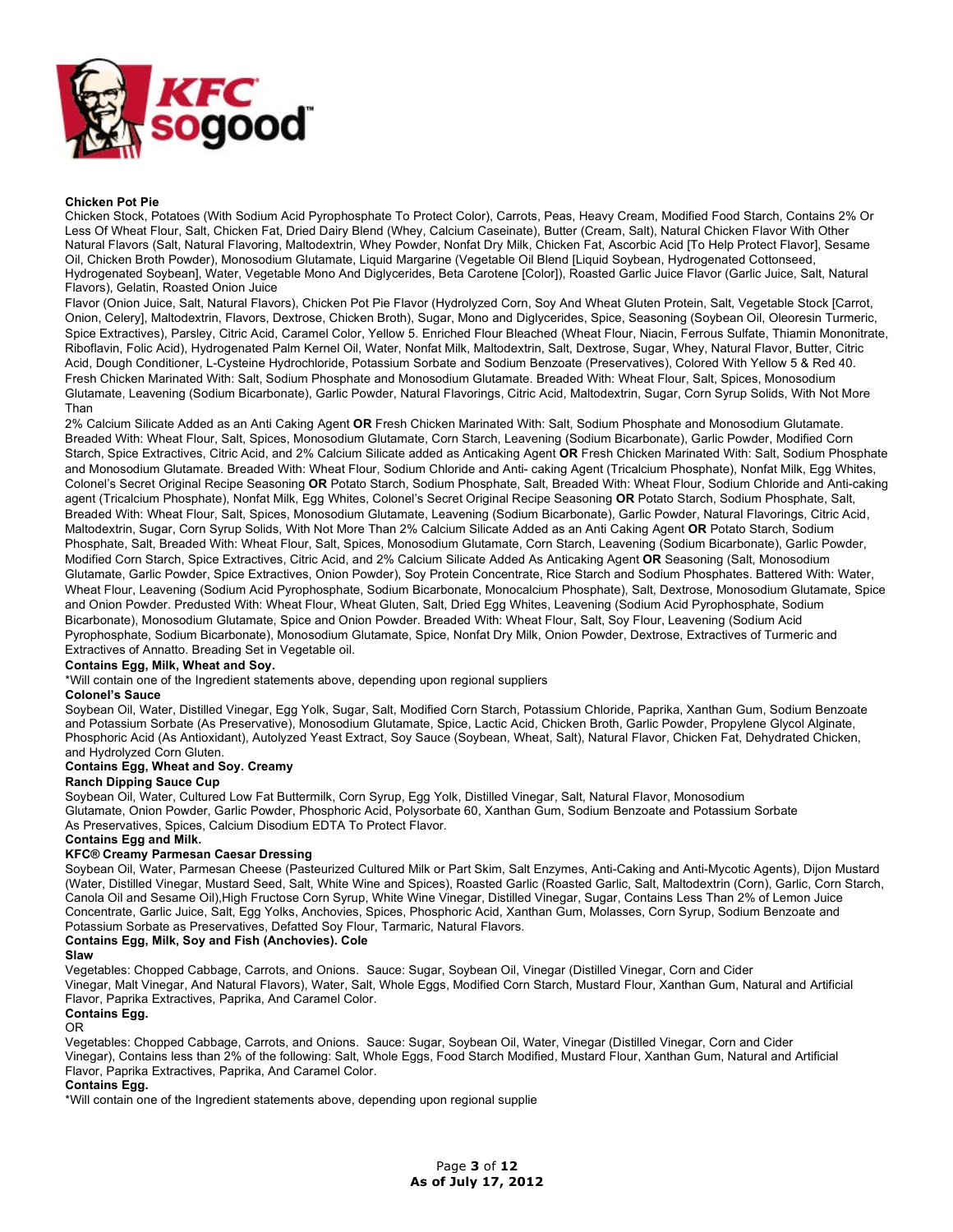**Chicken Pot Pie**

Chicken Stock, Potatoes (With Sodium Acid Pyrophosphate To Protect Color), Carrots, Peas, Heavy Cream, Modified Food Starch, Contains 2% Or Less Of Wheat Flour, Salt, Chicken Fat, Dried Dairy Blend (Whey, Calcium Caseinate), Butter (Cream, Salt), Natural Chicken Flavor With Other Natural Flavors (Salt, Natural Flavoring, Maltodextrin, Whey Powder, Nonfat Dry Milk, Chicken Fat, Ascorbic Acid [To Help Protect Flavor], Sesame Oil, Chicken Broth Powder), Monosodium Glutamate, Liquid Margarine (Vegetable Oil Blend [Liquid Soybean, Hydrogenated Cottonseed, Hydrogenated Soybean], Water, Vegetable Mono And Diglycerides, Beta Carotene [Color]), Roasted Garlic Juice Flavor (Garlic Juice, Salt, Natural Flavors), Gelatin, Roasted Onion Juice

Flavor (Onion Juice, Salt, Natural Flavors), Chicken Pot Pie Flavor (Hydrolyzed Corn, Soy And Wheat Gluten Protein, Salt, Vegetable Stock [Carrot, Onion, Celery], Maltodextrin, Flavors, Dextrose, Chicken Broth), Sugar, Mono and Diglycerides, Spice, Seasoning (Soybean Oil, Oleoresin Turmeric, Spice Extractives), Parsley, Citric Acid, Caramel Color, Yellow 5. Enriched Flour Bleached (Wheat Flour, Niacin, Ferrous Sulfate, Thiamin Mononitrate, Riboflavin, Folic Acid), Hydrogenated Palm Kernel Oil, Water, Nonfat Milk, Maltodextrin, Salt, Dextrose, Sugar, Whey, Natural Flavor, Butter, Citric Acid, Dough Conditioner, L-Cysteine Hydrochloride, Potassium Sorbate and Sodium Benzoate (Preservatives), Colored With Yellow 5 & Red 40. Fresh Chicken Marinated With: Salt, Sodium Phosphate and Monosodium Glutamate. Breaded With: Wheat Flour, Salt, Spices, Monosodium Glutamate, Leavening (Sodium Bicarbonate), Garlic Powder, Natural Flavorings, Citric Acid, Maltodextrin, Sugar, Corn Syrup Solids, With Not More Than

2% Calcium Silicate Added as an Anti Caking Agent **OR** Fresh Chicken Marinated With: Salt, Sodium Phosphate and Monosodium Glutamate. Breaded With: Wheat Flour, Salt, Spices, Monosodium Glutamate, Corn Starch, Leavening (Sodium Bicarbonate), Garlic Powder, Modified Corn Starch, Spice Extractives, Citric Acid, and 2% Calcium Silicate added as Anticaking Agent **OR** Fresh Chicken Marinated With: Salt, Sodium Phosphate and Monosodium Glutamate. Breaded With: Wheat Flour, Sodium Chloride and Anti- caking Agent (Tricalcium Phosphate), Nonfat Milk, Egg Whites, Colonel's Secret Original Recipe Seasoning **OR** Potato Starch, Sodium Phosphate, Salt, Breaded With: Wheat Flour, Sodium Chloride and Anti-caking agent (Tricalcium Phosphate), Nonfat Milk, Egg Whites, Colonel's Secret Original Recipe Seasoning **OR** Potato Starch, Sodium Phosphate, Salt, Breaded With: Wheat Flour, Salt, Spices, Monosodium Glutamate, Leavening (Sodium Bicarbonate), Garlic Powder, Natural Flavorings, Citric Acid, Maltodextrin, Sugar, Corn Syrup Solids, With Not More Than 2% Calcium Silicate Added as an Anti Caking Agent **OR** Potato Starch, Sodium Phosphate, Salt, Breaded With: Wheat Flour, Salt, Spices, Monosodium Glutamate, Corn Starch, Leavening (Sodium Bicarbonate), Garlic Powder, Modified Corn Starch, Spice Extractives, Citric Acid, and 2% Calcium Silicate Added As Anticaking Agent **OR** Seasoning (Salt, Monosodium Glutamate, Garlic Powder, Spice Extractives, Onion Powder), Soy Protein Concentrate, Rice Starch and Sodium Phosphates. Battered With: Water, Wheat Flour, Leavening (Sodium Acid Pyrophosphate, Sodium Bicarbonate, Monocalcium Phosphate), Salt, Dextrose, Monosodium Glutamate, Spice and Onion Powder. Predusted With: Wheat Flour, Wheat Gluten, Salt, Dried Egg Whites, Leavening (Sodium Acid Pyrophosphate, Sodium Bicarbonate), Monosodium Glutamate, Spice and Onion Powder. Breaded With: Wheat Flour, Salt, Soy Flour, Leavening (Sodium Acid Pyrophosphate, Sodium Bicarbonate), Monosodium Glutamate, Spice, Nonfat Dry Milk, Onion Powder, Dextrose, Extractives of Turmeric and Extractives of Annatto. Breading Set in Vegetable oil.

**Contains Egg, Milk, Wheat and Soy.**

*Will contain one of the Ingredient statements above, depending upon regional suppliers

**Colonel's Sauce**

Soybean Oil, Water, Distilled Vinegar, Egg Yolk, Sugar, Salt, Modified Corn Starch, Potassium Chloride, Paprika, Xanthan Gum, Sodium Benzoate and Potassium Sorbate (As Preservative), Monosodium Glutamate, Spice, Lactic Acid, Chicken Broth, Garlic Powder, Propylene Glycol Alginate, Phosphoric Acid (As Antioxidant), Autolyzed Yeast Extract, Soy Sauce (Soybean, Wheat, Salt), Natural Flavor, Chicken Fat, Dehydrated Chicken, and Hydrolyzed Corn Gluten.

**Contains Egg, Wheat and Soy. Creamy**

**Ranch Dipping Sauce Cup**

Soybean Oil, Water, Cultured Low Fat Buttermilk, Corn Syrup, Egg Yolk, Distilled Vinegar, Salt, Natural Flavor, Monosodium Glutamate, Onion Powder, Garlic Powder, Phosphoric Acid, Polysorbate 60, Xanthan Gum, Sodium Benzoate and Potassium Sorbate As Preservatives, Spices, Calcium Disodium EDTA To Protect Flavor.

**Contains Egg and Milk.**

**KFC® Creamy Parmesan Caesar Dressing**

Soybean Oil, Water, Parmesan Cheese (Pasteurized Cultured Milk or Part Skim, Salt Enzymes, Anti-Caking and Anti-Mycotic Agents), Dijon Mustard (Water, Distilled Vinegar, Mustard Seed, Salt, White Wine and Spices), Roasted Garlic (Roasted Garlic, Salt, Maltodextrin (Corn), Garlic, Corn Starch, Canola Oil and Sesame Oil),High Fructose Corn Syrup, White Wine Vinegar, Distilled Vinegar, Sugar, Contains Less Than 2% of Lemon Juice Concentrate, Garlic Juice, Salt, Egg Yolks, Anchovies, Spices, Phosphoric Acid, Xanthan Gum, Molasses, Corn Syrup, Sodium Benzoate and Potassium Sorbate as Preservatives, Defatted Soy Flour, Tarmaric, Natural Flavors.

**Contains Egg, Milk, Soy and Fish (Anchovies). Cole**

**Slaw**

Vegetables: Chopped Cabbage, Carrots, and Onions. Sauce: Sugar, Soybean Oil, Vinegar (Distilled Vinegar, Corn and Cider Vinegar, Malt Vinegar, And Natural Flavors), Water, Salt, Whole Eggs, Modified Corn Starch, Mustard Flour, Xanthan Gum, Natural and Artificial Flavor, Paprika Extractives, Paprika, And Caramel Color.

**Contains Egg.**

OR

Vegetables: Chopped Cabbage, Carrots, and Onions. Sauce: Sugar, Soybean Oil, Water, Vinegar (Distilled Vinegar, Corn and Cider Vinegar), Contains less than 2% of the following: Salt, Whole Eggs, Food Starch Modified, Mustard Flour, Xanthan Gum, Natural and Artificial Flavor, Paprika Extractives, Paprika, And Caramel Color.

**Contains Egg.**

*Will contain one of the Ingredient statements above, depending upon regional supplie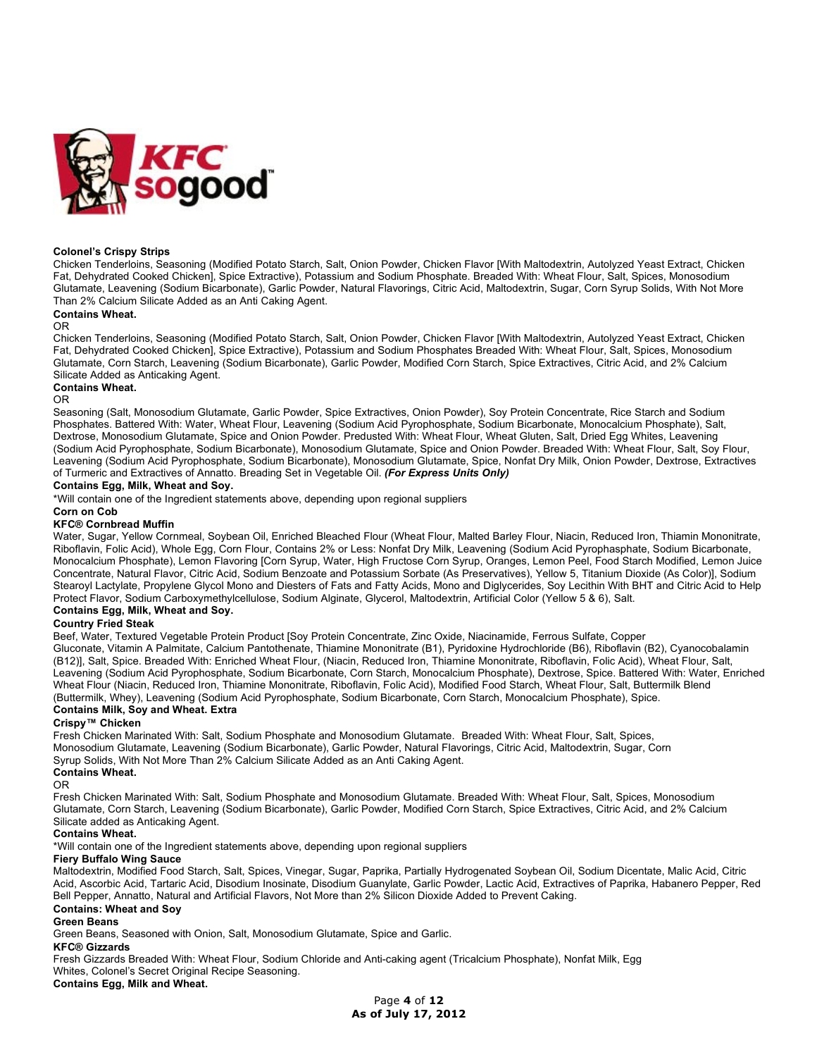**Colonel's Crispy Strips**
Chicken Tenderloins, Seasoning (Modified Potato Starch, Salt, Onion Powder, Chicken Flavor [With Maltodextrin, Autolyzed Yeast Extract, Chicken Fat, Dehydrated Cooked Chicken], Spice Extractive), Potassium and Sodium Phosphate. Breaded With: Wheat Flour, Salt, Spices, Monosodium Glutamate, Leavening (Sodium Bicarbonate), Garlic Powder, Natural Flavorings, Citric Acid, Maltodextrin, Sugar, Corn Syrup Solids, With Not More Than 2% Calcium Silicate Added as an Anti Caking Agent.
**Contains Wheat.**
OR
Chicken Tenderloins, Seasoning (Modified Potato Starch, Salt, Onion Powder, Chicken Flavor [With Maltodextrin, Autolyzed Yeast Extract, Chicken Fat, Dehydrated Cooked Chicken], Spice Extractive), Potassium and Sodium Phosphates Breaded With: Wheat Flour, Salt, Spices, Monosodium Glutamate, Corn Starch, Leavening (Sodium Bicarbonate), Garlic Powder, Modified Corn Starch, Spice Extractives, Citric Acid, and 2% Calcium Silicate Added as Anticaking Agent.
**Contains Wheat.**
OR
Seasoning (Salt, Monosodium Glutamate, Garlic Powder, Spice Extractives, Onion Powder), Soy Protein Concentrate, Rice Starch and Sodium Phosphates. Battered With: Water, Wheat Flour, Leavening (Sodium Acid Pyrophosphate, Sodium Bicarbonate, Monocalcium Phosphate), Salt, Dextrose, Monosodium Glutamate, Spice and Onion Powder. Predusted With: Wheat Flour, Wheat Gluten, Salt, Dried Egg Whites, Leavening (Sodium Acid Pyrophosphate, Sodium Bicarbonate), Monosodium Glutamate, Spice and Onion Powder. Breaded With: Wheat Flour, Salt, Soy Flour, Leavening (Sodium Acid Pyrophosphate, Sodium Bicarbonate), Monosodium Glutamate, Spice, Nonfat Dry Milk, Onion Powder, Dextrose, Extractives of Turmeric and Extractives of Annatto. Breading Set in Vegetable Oil. ***(For Express Units Only)***
**Contains Egg, Milk, Wheat and Soy.**
*Will contain one of the Ingredient statements above, depending upon regional suppliers
**Corn on Cob**
**KFC® Cornbread Muffin**
Water, Sugar, Yellow Cornmeal, Soybean Oil, Enriched Bleached Flour (Wheat Flour, Malted Barley Flour, Niacin, Reduced Iron, Thiamin Mononitrate, Riboflavin, Folic Acid), Whole Egg, Corn Flour, Contains 2% or Less: Nonfat Dry Milk, Leavening (Sodium Acid Pyrophasphate, Sodium Bicarbonate, Monocalcium Phosphate), Lemon Flavoring [Corn Syrup, Water, High Fructose Corn Syrup, Oranges, Lemon Peel, Food Starch Modified, Lemon Juice Concentrate, Natural Flavor, Citric Acid, Sodium Benzoate and Potassium Sorbate (As Preservatives), Yellow 5, Titanium Dioxide (As Color)], Sodium Stearoyl Lactylate, Propylene Glycol Mono and Diesters of Fats and Fatty Acids, Mono and Diglycerides, Soy Lecithin With BHT and Citric Acid to Help Protect Flavor, Sodium Carboxymethylcellulose, Sodium Alginate, Glycerol, Maltodextrin, Artificial Color (Yellow 5 & 6), Salt.
**Contains Egg, Milk, Wheat and Soy.**
**Country Fried Steak**
Beef, Water, Textured Vegetable Protein Product [Soy Protein Concentrate, Zinc Oxide, Niacinamide, Ferrous Sulfate, Copper Gluconate, Vitamin A Palmitate, Calcium Pantothenate, Thiamine Mononitrate (B1), Pyridoxine Hydrochloride (B6), Riboflavin (B2), Cyanocobalamin (B12)], Salt, Spice. Breaded With: Enriched Wheat Flour, (Niacin, Reduced Iron, Thiamine Mononitrate, Riboflavin, Folic Acid), Wheat Flour, Salt, Leavening (Sodium Acid Pyrophosphate, Sodium Bicarbonate, Corn Starch, Monocalcium Phosphate), Dextrose, Spice. Battered With: Water, Enriched Wheat Flour (Niacin, Reduced Iron, Thiamine Mononitrate, Riboflavin, Folic Acid), Modified Food Starch, Wheat Flour, Salt, Buttermilk Blend (Buttermilk, Whey), Leavening (Sodium Acid Pyrophosphate, Sodium Bicarbonate, Corn Starch, Monocalcium Phosphate), Spice.
**Contains Milk, Soy and Wheat. Extra**
**Crispy™ Chicken**
Fresh Chicken Marinated With: Salt, Sodium Phosphate and Monosodium Glutamate. Breaded With: Wheat Flour, Salt, Spices, Monosodium Glutamate, Leavening (Sodium Bicarbonate), Garlic Powder, Natural Flavorings, Citric Acid, Maltodextrin, Sugar, Corn Syrup Solids, With Not More Than 2% Calcium Silicate Added as an Anti Caking Agent.
**Contains Wheat.**
OR
Fresh Chicken Marinated With: Salt, Sodium Phosphate and Monosodium Glutamate. Breaded With: Wheat Flour, Salt, Spices, Monosodium Glutamate, Corn Starch, Leavening (Sodium Bicarbonate), Garlic Powder, Modified Corn Starch, Spice Extractives, Citric Acid, and 2% Calcium Silicate added as Anticaking Agent.
**Contains Wheat.**
*Will contain one of the Ingredient statements above, depending upon regional suppliers
**Fiery Buffalo Wing Sauce**
Maltodextrin, Modified Food Starch, Salt, Spices, Vinegar, Sugar, Paprika, Partially Hydrogenated Soybean Oil, Sodium Dicentate, Malic Acid, Citric Acid, Ascorbic Acid, Tartaric Acid, Disodium Inosinate, Disodium Guanylate, Garlic Powder, Lactic Acid, Extractives of Paprika, Habanero Pepper, Red Bell Pepper, Annatto, Natural and Artificial Flavors, Not More than 2% Silicon Dioxide Added to Prevent Caking.
**Contains: Wheat and Soy**
**Green Beans**
Green Beans, Seasoned with Onion, Salt, Monosodium Glutamate, Spice and Garlic.
**KFC® Gizzards**
Fresh Gizzards Breaded With: Wheat Flour, Sodium Chloride and Anti-caking agent (Tricalcium Phosphate), Nonfat Milk, Egg Whites, Colonel's Secret Original Recipe Seasoning.
**Contains Egg, Milk and Wheat.**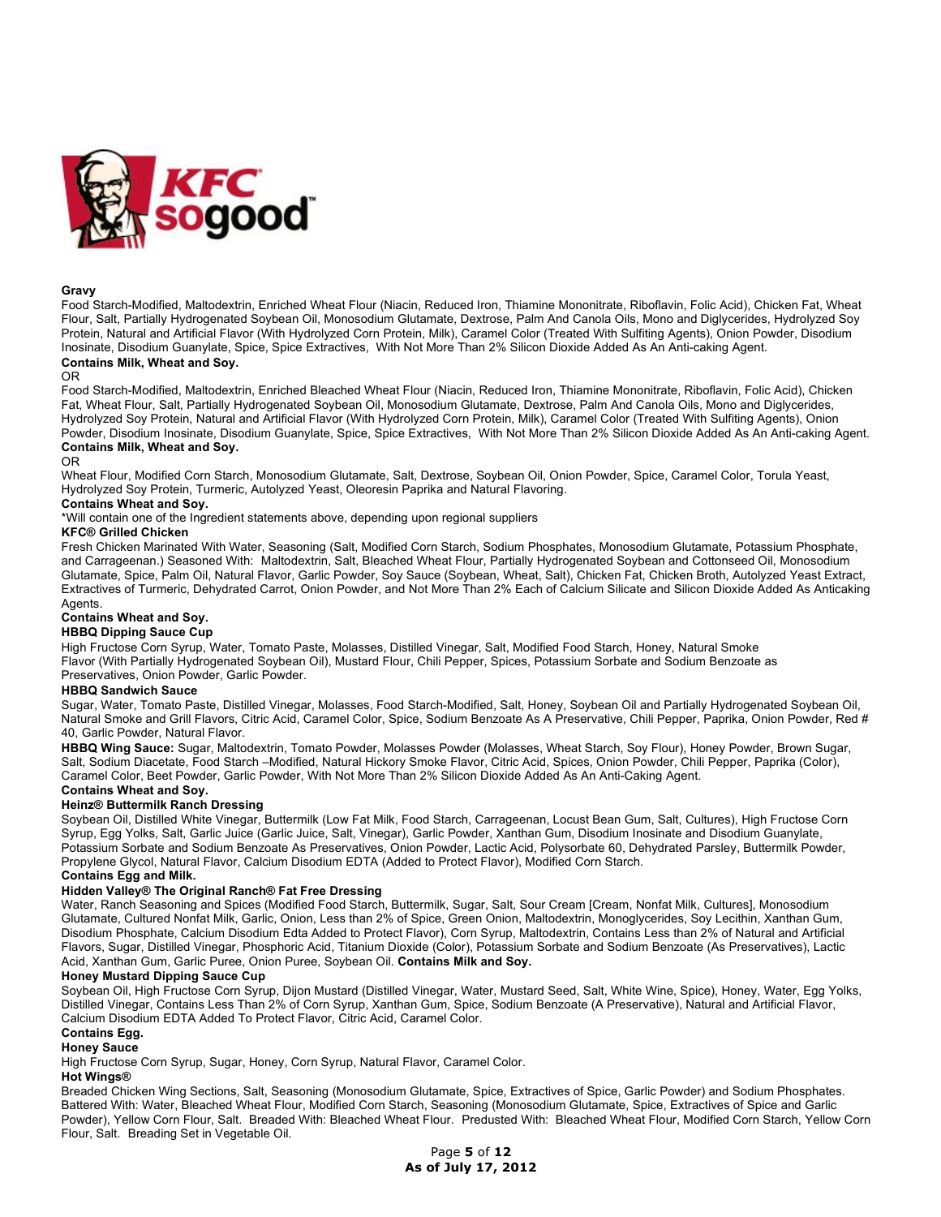**Gravy**

Food Starch-Modified, Maltodextrin, Enriched Wheat Flour (Niacin, Reduced Iron, Thiamine Mononitrate, Riboflavin, Folic Acid), Chicken Fat, Wheat Flour, Salt, Partially Hydrogenated Soybean Oil, Monosodium Glutamate, Dextrose, Palm And Canola Oils, Mono and Diglycerides, Hydrolyzed Soy Protein, Natural and Artificial Flavor (With Hydrolyzed Corn Protein, Milk), Caramel Color (Treated With Sulfiting Agents), Onion Powder, Disodium Inosinate, Disodium Guanylate, Spice, Spice Extractives, With Not More Than 2% Silicon Dioxide Added As An Anti-caking Agent.

**Contains Milk, Wheat and Soy.**

OR

Food Starch-Modified, Maltodextrin, Enriched Bleached Wheat Flour (Niacin, Reduced Iron, Thiamine Mononitrate, Riboflavin, Folic Acid), Chicken Fat, Wheat Flour, Salt, Partially Hydrogenated Soybean Oil, Monosodium Glutamate, Dextrose, Palm And Canola Oils, Mono and Diglycerides, Hydrolyzed Soy Protein, Natural and Artificial Flavor (With Hydrolyzed Corn Protein, Milk), Caramel Color (Treated With Sulfiting Agents), Onion Powder, Disodium Inosinate, Disodium Guanylate, Spice, Spice Extractives, With Not More Than 2% Silicon Dioxide Added As An Anti-caking Agent.

**Contains Milk, Wheat and Soy.**

OR

Wheat Flour, Modified Corn Starch, Monosodium Glutamate, Salt, Dextrose, Soybean Oil, Onion Powder, Spice, Caramel Color, Torula Yeast, Hydrolyzed Soy Protein, Turmeric, Autolyzed Yeast, Oleoresin Paprika and Natural Flavoring.

**Contains Wheat and Soy.**

*Will contain one of the Ingredient statements above, depending upon regional suppliers

**KFC® Grilled Chicken**

Fresh Chicken Marinated With Water, Seasoning (Salt, Modified Corn Starch, Sodium Phosphates, Monosodium Glutamate, Potassium Phosphate, and Carrageenan.) Seasoned With: Maltodextrin, Salt, Bleached Wheat Flour, Partially Hydrogenated Soybean and Cottonseed Oil, Monosodium Glutamate, Spice, Palm Oil, Natural Flavor, Garlic Powder, Soy Sauce (Soybean, Wheat, Salt), Chicken Fat, Chicken Broth, Autolyzed Yeast Extract, Extractives of Turmeric, Dehydrated Carrot, Onion Powder, and Not More Than 2% Each of Calcium Silicate and Silicon Dioxide Added As Anticaking Agents.

**Contains Wheat and Soy.**

**HBBQ Dipping Sauce Cup**

High Fructose Corn Syrup, Water, Tomato Paste, Molasses, Distilled Vinegar, Salt, Modified Food Starch, Honey, Natural Smoke Flavor (With Partially Hydrogenated Soybean Oil), Mustard Flour, Chili Pepper, Spices, Potassium Sorbate and Sodium Benzoate as Preservatives, Onion Powder, Garlic Powder.

**HBBQ Sandwich Sauce**

Sugar, Water, Tomato Paste, Distilled Vinegar, Molasses, Food Starch-Modified, Salt, Honey, Soybean Oil and Partially Hydrogenated Soybean Oil, Natural Smoke and Grill Flavors, Citric Acid, Caramel Color, Spice, Sodium Benzoate As A Preservative, Chili Pepper, Paprika, Onion Powder, Red # 40, Garlic Powder, Natural Flavor.

**HBBQ Wing Sauce:** Sugar, Maltodextrin, Tomato Powder, Molasses Powder (Molasses, Wheat Starch, Soy Flour), Honey Powder, Brown Sugar, Salt, Sodium Diacetate, Food Starch –Modified, Natural Hickory Smoke Flavor, Citric Acid, Spices, Onion Powder, Chili Pepper, Paprika (Color), Caramel Color, Beet Powder, Garlic Powder, With Not More Than 2% Silicon Dioxide Added As An Anti-Caking Agent.

**Contains Wheat and Soy.**

**Heinz® Buttermilk Ranch Dressing**

Soybean Oil, Distilled White Vinegar, Buttermilk (Low Fat Milk, Food Starch, Carrageenan, Locust Bean Gum, Salt, Cultures), High Fructose Corn Syrup, Egg Yolks, Salt, Garlic Juice (Garlic Juice, Salt, Vinegar), Garlic Powder, Xanthan Gum, Disodium Inosinate and Disodium Guanylate, Potassium Sorbate and Sodium Benzoate As Preservatives, Onion Powder, Lactic Acid, Polysorbate 60, Dehydrated Parsley, Buttermilk Powder, Propylene Glycol, Natural Flavor, Calcium Disodium EDTA (Added to Protect Flavor), Modified Corn Starch.

**Contains Egg and Milk.**

**Hidden Valley® The Original Ranch® Fat Free Dressing**

Water, Ranch Seasoning and Spices (Modified Food Starch, Buttermilk, Sugar, Salt, Sour Cream [Cream, Nonfat Milk, Cultures], Monosodium Glutamate, Cultured Nonfat Milk, Garlic, Onion, Less than 2% of Spice, Green Onion, Maltodextrin, Monoglycerides, Soy Lecithin, Xanthan Gum, Disodium Phosphate, Calcium Disodium Edta Added to Protect Flavor), Corn Syrup, Maltodextrin, Contains Less than 2% of Natural and Artificial Flavors, Sugar, Distilled Vinegar, Phosphoric Acid, Titanium Dioxide (Color), Potassium Sorbate and Sodium Benzoate (As Preservatives), Lactic Acid, Xanthan Gum, Garlic Puree, Onion Puree, Soybean Oil. **Contains Milk and Soy.**

**Honey Mustard Dipping Sauce Cup**

Soybean Oil, High Fructose Corn Syrup, Dijon Mustard (Distilled Vinegar, Water, Mustard Seed, Salt, White Wine, Spice), Honey, Water, Egg Yolks, Distilled Vinegar, Contains Less Than 2% of Corn Syrup, Xanthan Gum, Spice, Sodium Benzoate (A Preservative), Natural and Artificial Flavor, Calcium Disodium EDTA Added To Protect Flavor, Citric Acid, Caramel Color.

**Contains Egg.**

**Honey Sauce**

High Fructose Corn Syrup, Sugar, Honey, Corn Syrup, Natural Flavor, Caramel Color.

**Hot Wings®**

Breaded Chicken Wing Sections, Salt, Seasoning (Monosodium Glutamate, Spice, Extractives of Spice, Garlic Powder) and Sodium Phosphates. Battered With: Water, Bleached Wheat Flour, Modified Corn Starch, Seasoning (Monosodium Glutamate, Spice, Extractives of Spice and Garlic Powder), Yellow Corn Flour, Salt. Breaded With: Bleached Wheat Flour. Predusted With: Bleached Wheat Flour, Modified Corn Starch, Yellow Corn Flour, Salt. Breading Set in Vegetable Oil.

**As of July 17, 2012**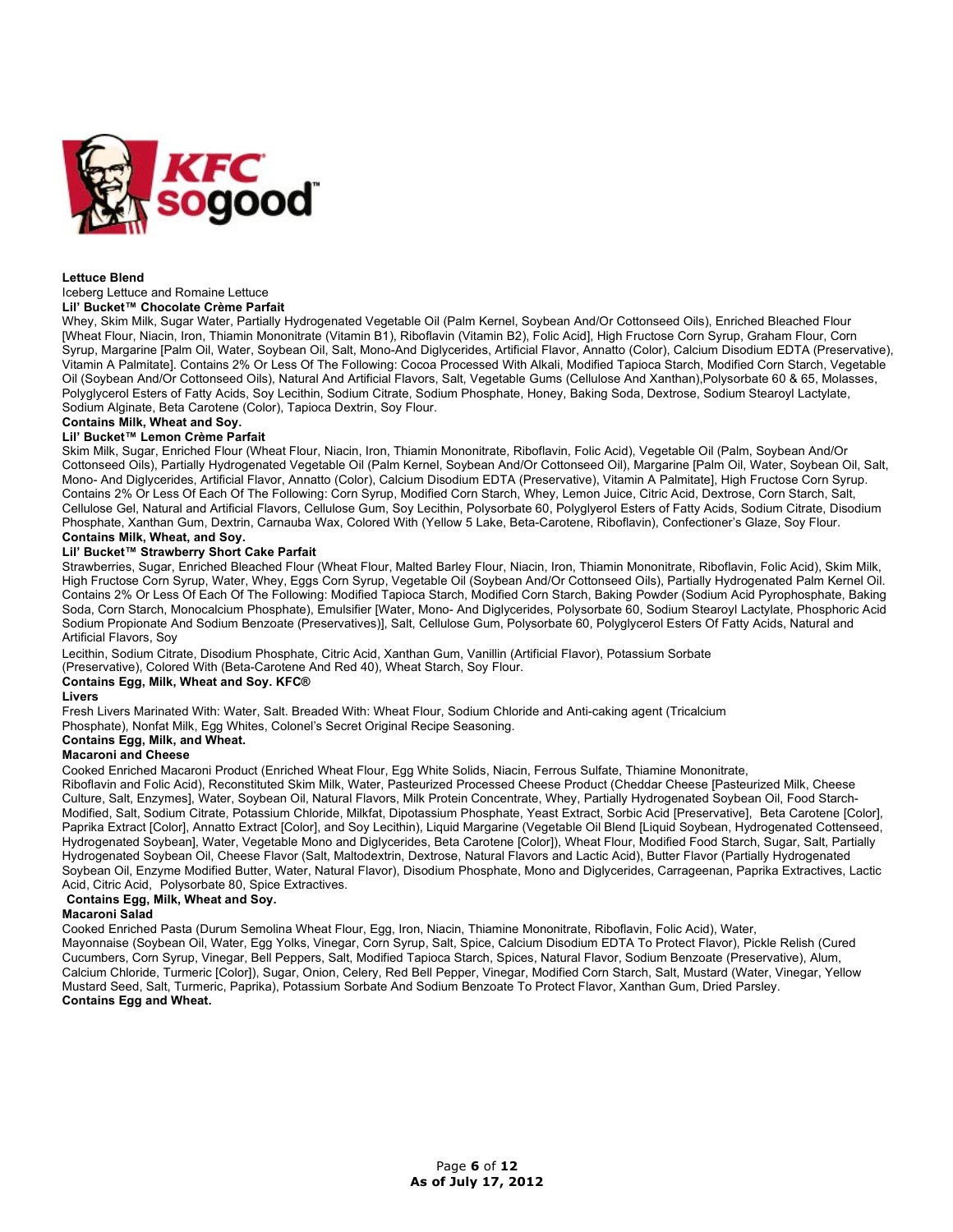**Lettuce Blend**

Iceberg Lettuce and Romaine Lettuce

**Lil' Bucket™ Chocolate Crème Parfait**

Whey, Skim Milk, Sugar Water, Partially Hydrogenated Vegetable Oil (Palm Kernel, Soybean And/Or Cottonseed Oils), Enriched Bleached Flour [Wheat Flour, Niacin, Iron, Thiamin Mononitrate (Vitamin B1), Riboflavin (Vitamin B2), Folic Acid], High Fructose Corn Syrup, Graham Flour, Corn Syrup, Margarine [Palm Oil, Water, Soybean Oil, Salt, Mono-And Diglycerides, Artificial Flavor, Annatto (Color), Calcium Disodium EDTA (Preservative), Vitamin A Palmitate]. Contains 2% Or Less Of The Following: Cocoa Processed With Alkali, Modified Tapioca Starch, Modified Corn Starch, Vegetable Oil (Soybean And/Or Cottonseed Oils), Natural And Artificial Flavors, Salt, Vegetable Gums (Cellulose And Xanthan),Polysorbate 60 & 65, Molasses, Polyglycerol Esters of Fatty Acids, Soy Lecithin, Sodium Citrate, Sodium Phosphate, Honey, Baking Soda, Dextrose, Sodium Stearoyl Lactylate, Sodium Alginate, Beta Carotene (Color), Tapioca Dextrin, Soy Flour.

**Contains Milk, Wheat and Soy.**

**Lil' Bucket™ Lemon Crème Parfait**

Skim Milk, Sugar, Enriched Flour (Wheat Flour, Niacin, Iron, Thiamin Mononitrate, Riboflavin, Folic Acid), Vegetable Oil (Palm, Soybean And/Or Cottonseed Oils), Partially Hydrogenated Vegetable Oil (Palm Kernel, Soybean And/Or Cottonseed Oil), Margarine [Palm Oil, Water, Soybean Oil, Salt, Mono- And Diglycerides, Artificial Flavor, Annatto (Color), Calcium Disodium EDTA (Preservative), Vitamin A Palmitate], High Fructose Corn Syrup. Contains 2% Or Less Of Each Of The Following: Corn Syrup, Modified Corn Starch, Whey, Lemon Juice, Citric Acid, Dextrose, Corn Starch, Salt, Cellulose Gel, Natural and Artificial Flavors, Cellulose Gum, Soy Lecithin, Polysorbate 60, Polyglyerol Esters of Fatty Acids, Sodium Citrate, Disodium Phosphate, Xanthan Gum, Dextrin, Carnauba Wax, Colored With (Yellow 5 Lake, Beta-Carotene, Riboflavin), Confectioner's Glaze, Soy Flour.

**Contains Milk, Wheat, and Soy.**

**Lil' Bucket™ Strawberry Short Cake Parfait**

Strawberries, Sugar, Enriched Bleached Flour (Wheat Flour, Malted Barley Flour, Niacin, Iron, Thiamin Mononitrate, Riboflavin, Folic Acid), Skim Milk, High Fructose Corn Syrup, Water, Whey, Eggs Corn Syrup, Vegetable Oil (Soybean And/Or Cottonseed Oils), Partially Hydrogenated Palm Kernel Oil. Contains 2% Or Less Of Each Of The Following: Modified Tapioca Starch, Modified Corn Starch, Baking Powder (Sodium Acid Pyrophosphate, Baking Soda, Corn Starch, Monocalcium Phosphate), Emulsifier [Water, Mono- And Diglycerides, Polysorbate 60, Sodium Stearoyl Lactylate, Phosphoric Acid Sodium Propionate And Sodium Benzoate (Preservatives)], Salt, Cellulose Gum, Polysorbate 60, Polyglycerol Esters Of Fatty Acids, Natural and Artificial Flavors, Soy

Lecithin, Sodium Citrate, Disodium Phosphate, Citric Acid, Xanthan Gum, Vanillin (Artificial Flavor), Potassium Sorbate (Preservative), Colored With (Beta-Carotene And Red 40), Wheat Starch, Soy Flour.

**Contains Egg, Milk, Wheat and Soy. KFC®**

**Livers**

Fresh Livers Marinated With: Water, Salt. Breaded With: Wheat Flour, Sodium Chloride and Anti-caking agent (Tricalcium Phosphate), Nonfat Milk, Egg Whites, Colonel's Secret Original Recipe Seasoning.

**Contains Egg, Milk, and Wheat.**

**Macaroni and Cheese**

Cooked Enriched Macaroni Product (Enriched Wheat Flour, Egg White Solids, Niacin, Ferrous Sulfate, Thiamine Mononitrate, Riboflavin and Folic Acid), Reconstituted Skim Milk, Water, Pasteurized Processed Cheese Product (Cheddar Cheese [Pasteurized Milk, Cheese Culture, Salt, Enzymes], Water, Soybean Oil, Natural Flavors, Milk Protein Concentrate, Whey, Partially Hydrogenated Soybean Oil, Food Starch-Modified, Salt, Sodium Citrate, Potassium Chloride, Milkfat, Dipotassium Phosphate, Yeast Extract, Sorbic Acid [Preservative], Beta Carotene [Color], Paprika Extract [Color], Annatto Extract [Color], and Soy Lecithin), Liquid Margarine (Vegetable Oil Blend [Liquid Soybean, Hydrogenated Cottenseed, Hydrogenated Soybean], Water, Vegetable Mono and Diglycerides, Beta Carotene [Color]), Wheat Flour, Modified Food Starch, Sugar, Salt, Partially Hydrogenated Soybean Oil, Cheese Flavor (Salt, Maltodextrin, Dextrose, Natural Flavors and Lactic Acid), Butter Flavor (Partially Hydrogenated Soybean Oil, Enzyme Modified Butter, Water, Natural Flavor), Disodium Phosphate, Mono and Diglycerides, Carrageenan, Paprika Extractives, Lactic Acid, Citric Acid, Polysorbate 80, Spice Extractives.

**Contains Egg, Milk, Wheat and Soy.**

**Macaroni Salad**

Cooked Enriched Pasta (Durum Semolina Wheat Flour, Egg, Iron, Niacin, Thiamine Mononitrate, Riboflavin, Folic Acid), Water, Mayonnaise (Soybean Oil, Water, Egg Yolks, Vinegar, Corn Syrup, Salt, Spice, Calcium Disodium EDTA To Protect Flavor), Pickle Relish (Cured Cucumbers, Corn Syrup, Vinegar, Bell Peppers, Salt, Modified Tapioca Starch, Spices, Natural Flavor, Sodium Benzoate (Preservative), Alum, Calcium Chloride, Turmeric [Color]), Sugar, Onion, Celery, Red Bell Pepper, Vinegar, Modified Corn Starch, Salt, Mustard (Water, Vinegar, Yellow Mustard Seed, Salt, Turmeric, Paprika), Potassium Sorbate And Sodium Benzoate To Protect Flavor, Xanthan Gum, Dried Parsley.

**Contains Egg and Wheat.**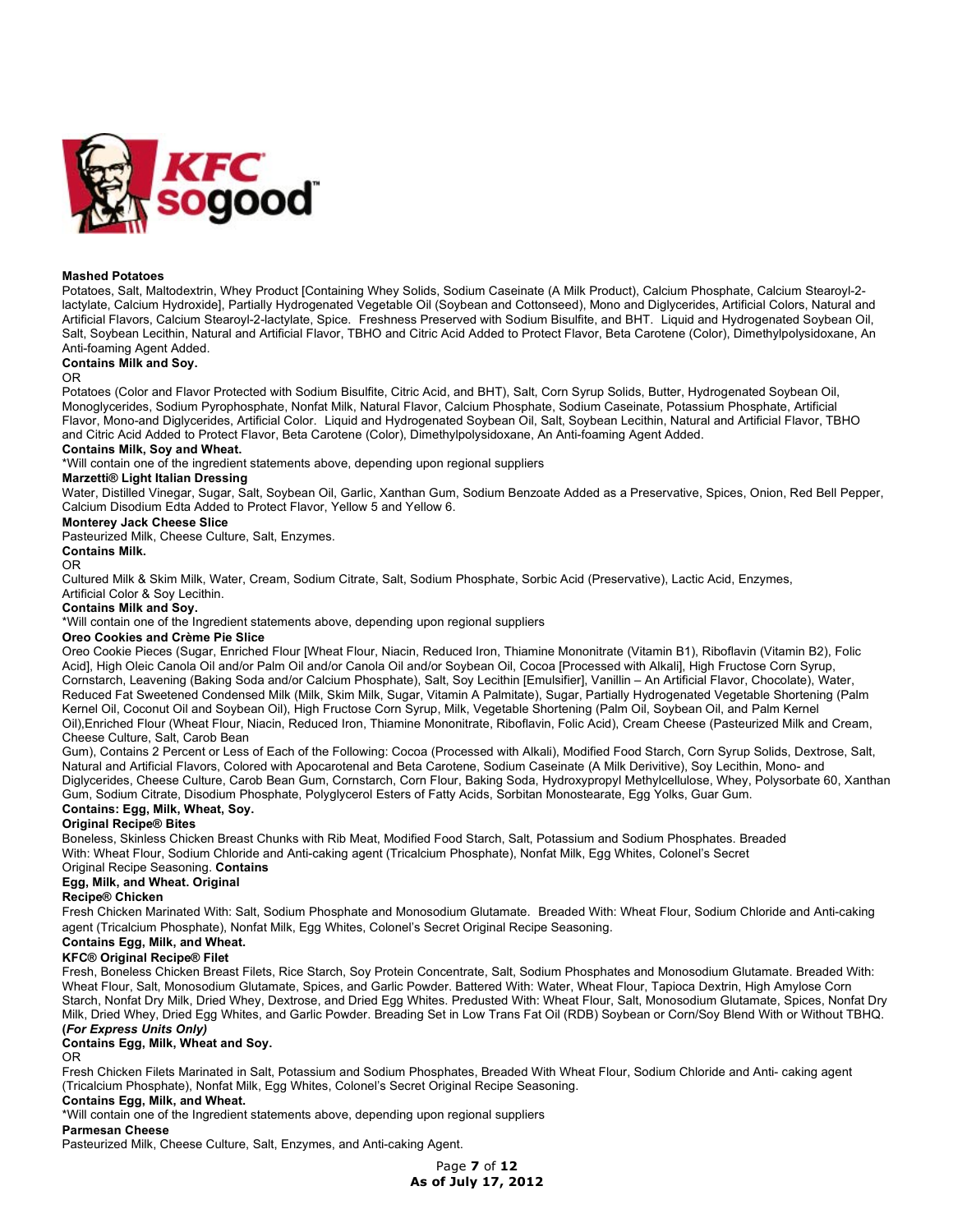**Mashed Potatoes**

Potatoes, Salt, Maltodextrin, Whey Product [Containing Whey Solids, Sodium Caseinate (A Milk Product), Calcium Phosphate, Calcium Stearoyl-2-lactylate, Calcium Hydroxide], Partially Hydrogenated Vegetable Oil (Soybean and Cottonseed), Mono and Diglycerides, Artificial Colors, Natural and Artificial Flavors, Calcium Stearoyl-2-lactylate, Spice. Freshness Preserved with Sodium Bisulfite, and BHT. Liquid and Hydrogenated Soybean Oil, Salt, Soybean Lecithin, Natural and Artificial Flavor, TBHO and Citric Acid Added to Protect Flavor, Beta Carotene (Color), Dimethylpolysidoxane, An Anti-foaming Agent Added.

**Contains Milk and Soy.**

OR

Potatoes (Color and Flavor Protected with Sodium Bisulfite, Citric Acid, and BHT), Salt, Corn Syrup Solids, Butter, Hydrogenated Soybean Oil, Monoglycerides, Sodium Pyrophosphate, Nonfat Milk, Natural Flavor, Calcium Phosphate, Sodium Caseinate, Potassium Phosphate, Artificial Flavor, Mono-and Diglycerides, Artificial Color. Liquid and Hydrogenated Soybean Oil, Salt, Soybean Lecithin, Natural and Artificial Flavor, TBHO and Citric Acid Added to Protect Flavor, Beta Carotene (Color), Dimethylpolysidoxane, An Anti-foaming Agent Added.

**Contains Milk, Soy and Wheat.**

*Will contain one of the ingredient statements above, depending upon regional suppliers

**Marzetti® Light Italian Dressing**

Water, Distilled Vinegar, Sugar, Salt, Soybean Oil, Garlic, Xanthan Gum, Sodium Benzoate Added as a Preservative, Spices, Onion, Red Bell Pepper, Calcium Disodium Edta Added to Protect Flavor, Yellow 5 and Yellow 6.

**Monterey Jack Cheese Slice**

Pasteurized Milk, Cheese Culture, Salt, Enzymes.

**Contains Milk.**

OR

Cultured Milk & Skim Milk, Water, Cream, Sodium Citrate, Salt, Sodium Phosphate, Sorbic Acid (Preservative), Lactic Acid, Enzymes, Artificial Color & Soy Lecithin.

**Contains Milk and Soy.**

*Will contain one of the Ingredient statements above, depending upon regional suppliers

**Oreo Cookies and Crème Pie Slice**

Oreo Cookie Pieces (Sugar, Enriched Flour [Wheat Flour, Niacin, Reduced Iron, Thiamine Mononitrate (Vitamin B1), Riboflavin (Vitamin B2), Folic Acid], High Oleic Canola Oil and/or Palm Oil and/or Canola Oil and/or Soybean Oil, Cocoa [Processed with Alkali], High Fructose Corn Syrup, Cornstarch, Leavening (Baking Soda and/or Calcium Phosphate), Salt, Soy Lecithin [Emulsifier], Vanillin – An Artificial Flavor, Chocolate), Water, Reduced Fat Sweetened Condensed Milk (Milk, Skim Milk, Sugar, Vitamin A Palmitate), Sugar, Partially Hydrogenated Vegetable Shortening (Palm Kernel Oil, Coconut Oil and Soybean Oil), High Fructose Corn Syrup, Milk, Vegetable Shortening (Palm Oil, Soybean Oil, and Palm Kernel Oil),Enriched Flour (Wheat Flour, Niacin, Reduced Iron, Thiamine Mononitrate, Riboflavin, Folic Acid), Cream Cheese (Pasteurized Milk and Cream, Cheese Culture, Salt, Carob Bean Gum), Contains 2 Percent or Less of Each of the Following: Cocoa (Processed with Alkali), Modified Food Starch, Corn Syrup Solids, Dextrose, Salt, Natural and Artificial Flavors, Colored with Apocarotenal and Beta Carotene, Sodium Caseinate (A Milk Derivitive), Soy Lecithin, Mono- and Diglycerides, Cheese Culture, Carob Bean Gum, Cornstarch, Corn Flour, Baking Soda, Hydroxypropyl Methylcellulose, Whey, Polysorbate 60, Xanthan Gum, Sodium Citrate, Disodium Phosphate, Polyglycerol Esters of Fatty Acids, Sorbitan Monostearate, Egg Yolks, Guar Gum.

**Contains: Egg, Milk, Wheat, Soy.**

**Original Recipe® Bites**

Boneless, Skinless Chicken Breast Chunks with Rib Meat, Modified Food Starch, Salt, Potassium and Sodium Phosphates. Breaded With: Wheat Flour, Sodium Chloride and Anti-caking agent (Tricalcium Phosphate), Nonfat Milk, Egg Whites, Colonel's Secret Original Recipe Seasoning. **Contains Egg, Milk, and Wheat.**

**Original Recipe® Chicken**

Fresh Chicken Marinated With: Salt, Sodium Phosphate and Monosodium Glutamate. Breaded With: Wheat Flour, Sodium Chloride and Anti-caking agent (Tricalcium Phosphate), Nonfat Milk, Egg Whites, Colonel's Secret Original Recipe Seasoning.

**Contains Egg, Milk, and Wheat.**

**KFC® Original Recipe® Filet**

Fresh, Boneless Chicken Breast Filets, Rice Starch, Soy Protein Concentrate, Salt, Sodium Phosphates and Monosodium Glutamate. Breaded With: Wheat Flour, Salt, Monosodium Glutamate, Spices, and Garlic Powder. Battered With: Water, Wheat Flour, Tapioca Dextrin, High Amylose Corn Starch, Nonfat Dry Milk, Dried Whey, Dextrose, and Dried Egg Whites. Predusted With: Wheat Flour, Salt, Monosodium Glutamate, Spices, Nonfat Dry Milk, Dried Whey, Dried Egg Whites, and Garlic Powder. Breading Set in Low Trans Fat Oil (RDB) Soybean or Corn/Soy Blend With or Without TBHQ. **(*For Express Units Only)***

**Contains Egg, Milk, Wheat and Soy.**

OR

Fresh Chicken Filets Marinated in Salt, Potassium and Sodium Phosphates, Breaded With Wheat Flour, Sodium Chloride and Anti- caking agent (Tricalcium Phosphate), Nonfat Milk, Egg Whites, Colonel's Secret Original Recipe Seasoning.

**Contains Egg, Milk, and Wheat.**

*Will contain one of the Ingredient statements above, depending upon regional suppliers

**Parmesan Cheese**

Pasteurized Milk, Cheese Culture, Salt, Enzymes, and Anti-caking Agent.

**As of July 17, 2012**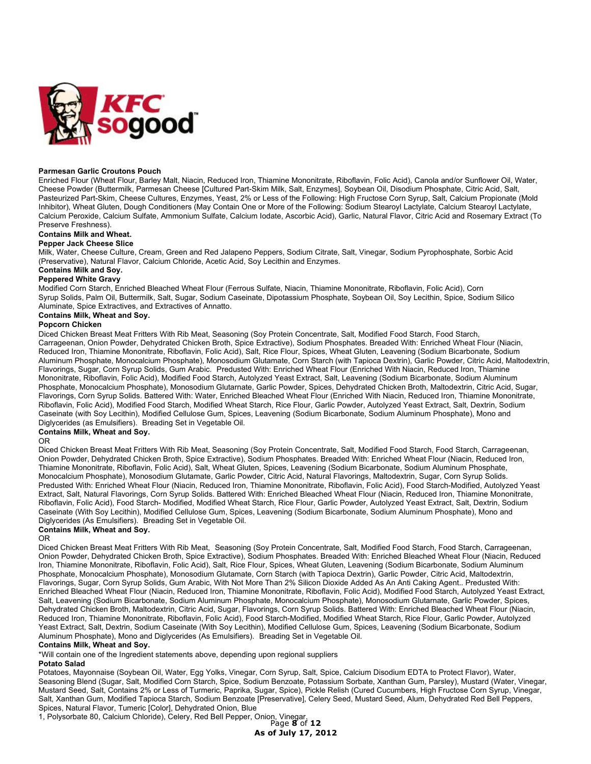**Parmesan Garlic Croutons Pouch**

Enriched Flour (Wheat Flour, Barley Malt, Niacin, Reduced Iron, Thiamine Mononitrate, Riboflavin, Folic Acid), Canola and/or Sunflower Oil, Water, Cheese Powder (Buttermilk, Parmesan Cheese [Cultured Part-Skim Milk, Salt, Enzymes], Soybean Oil, Disodium Phosphate, Citric Acid, Salt, Pasteurized Part-Skim, Cheese Cultures, Enzymes, Yeast, 2% or Less of the Following: High Fructose Corn Syrup, Salt, Calcium Propionate (Mold Inhibitor), Wheat Gluten, Dough Conditioners (May Contain One or More of the Following: Sodium Stearoyl Lactylate, Calcium Stearoyl Lactylate, Calcium Peroxide, Calcium Sulfate, Ammonium Sulfate, Calcium Iodate, Ascorbic Acid), Garlic, Natural Flavor, Citric Acid and Rosemary Extract (To Preserve Freshness).

**Contains Milk and Wheat.**

**Pepper Jack Cheese Slice**

Milk, Water, Cheese Culture, Cream, Green and Red Jalapeno Peppers, Sodium Citrate, Salt, Vinegar, Sodium Pyrophosphate, Sorbic Acid (Preservative), Natural Flavor, Calcium Chloride, Acetic Acid, Soy Lecithin and Enzymes.

**Contains Milk and Soy.**

**Peppered White Gravy**

Modified Corn Starch, Enriched Bleached Wheat Flour (Ferrous Sulfate, Niacin, Thiamine Mononitrate, Riboflavin, Folic Acid), Corn Syrup Solids, Palm Oil, Buttermilk, Salt, Sugar, Sodium Caseinate, Dipotassium Phosphate, Soybean Oil, Soy Lecithin, Spice, Sodium Silico Aluminate, Spice Extractives, and Extractives of Annatto.

**Contains Milk, Wheat and Soy.**

**Popcorn Chicken**

Diced Chicken Breast Meat Fritters With Rib Meat, Seasoning (Soy Protein Concentrate, Salt, Modified Food Starch, Food Starch, Carrageenan, Onion Powder, Dehydrated Chicken Broth, Spice Extractive), Sodium Phosphates. Breaded With: Enriched Wheat Flour (Niacin, Reduced Iron, Thiamine Mononitrate, Riboflavin, Folic Acid), Salt, Rice Flour, Spices, Wheat Gluten, Leavening (Sodium Bicarbonate, Sodium Aluminum Phosphate, Monocalcium Phosphate), Monosodium Glutamate, Corn Starch (with Tapioca Dextrin), Garlic Powder, Citric Acid, Maltodextrin, Flavorings, Sugar, Corn Syrup Solids, Gum Arabic. Predusted With: Enriched Wheat Flour (Enriched With Niacin, Reduced Iron, Thiamine Mononitrate, Riboflavin, Folic Acid), Modified Food Starch, Autolyzed Yeast Extract, Salt, Leavening (Sodium Bicarbonate, Sodium Aluminum Phosphate, Monocalcium Phosphate), Monosodium Glutarnate, Garlic Powder, Spices, Dehydrated Chicken Broth, Maltodextrin, Citric Acid, Sugar, Flavorings, Corn Syrup Solids. Battered With: Water, Enriched Bleached Wheat Flour (Enriched With Niacin, Reduced Iron, Thiamine Mononitrate, Riboflavin, Folic Acid), Modified Food Starch, Modified Wheat Starch, Rice Flour, Garlic Powder, Autolyzed Yeast Extract, Salt, Dextrin, Sodium Caseinate (with Soy Lecithin), Modified Cellulose Gum, Spices, Leavening (Sodium Bicarbonate, Sodium Aluminum Phosphate), Mono and Diglycerides (as Emulsifiers). Breading Set in Vegetable Oil.

**Contains Milk, Wheat and Soy.**

OR

Diced Chicken Breast Meat Fritters With Rib Meat, Seasoning (Soy Protein Concentrate, Salt, Modified Food Starch, Food Starch, Carrageenan, Onion Powder, Dehydrated Chicken Broth, Spice Extractive), Sodium Phosphates. Breaded With: Enriched Wheat Flour (Niacin, Reduced Iron, Thiamine Mononitrate, Riboflavin, Folic Acid), Salt, Wheat Gluten, Spices, Leavening (Sodium Bicarbonate, Sodium Aluminum Phosphate, Monocalcium Phosphate), Monosodium Glutamate, Garlic Powder, Citric Acid, Natural Flavorings, Maltodextrin, Sugar, Corn Syrup Solids. Predusted With: Enriched Wheat Flour (Niacin, Reduced Iron, Thiamine Mononitrate, Riboflavin, Folic Acid), Food Starch-Modified, Autolyzed Yeast Extract, Salt, Natural Flavorings, Corn Syrup Solids. Battered With: Enriched Bleached Wheat Flour (Niacin, Reduced Iron, Thiamine Mononitrate, Riboflavin, Folic Acid), Food Starch- Modified, Modified Wheat Starch, Rice Flour, Garlic Powder, Autolyzed Yeast Extract, Salt, Dextrin, Sodium Caseinate (With Soy Lecithin), Modified Cellulose Gum, Spices, Leavening (Sodium Bicarbonate, Sodium Aluminum Phosphate), Mono and Diglycerides (As Emulsifiers). Breading Set in Vegetable Oil.

**Contains Milk, Wheat and Soy.**

OR

Diced Chicken Breast Meat Fritters With Rib Meat, Seasoning (Soy Protein Concentrate, Salt, Modified Food Starch, Food Starch, Carrageenan, Onion Powder, Dehydrated Chicken Broth, Spice Extractive), Sodium Phosphates. Breaded With: Enriched Bleached Wheat Flour (Niacin, Reduced Iron, Thiamine Mononitrate, Riboflavin, Folic Acid), Salt, Rice Flour, Spices, Wheat Gluten, Leavening (Sodium Bicarbonate, Sodium Aluminum Phosphate, Monocalcium Phosphate), Monosodium Glutamate, Corn Starch (with Tapioca Dextrin), Garlic Powder, Spices, Citric Acid, Maltodextrin, Flavorings, Sugar, Corn Syrup Solids, Gum Arabic, With Not More Than 2% Silicon Dioxide Added As An Anti Caking Agent.. Predusted With: Enriched Bleached Wheat Flour (Niacin, Reduced Iron, Thiamine Mononitrate, Riboflavin, Folic Acid), Modified Food Starch, Autolyzed Yeast Extract, Salt, Leavening (Sodium Bicarbonate, Sodium Aluminum Phosphate, Monocalcium Phosphate), Monosodium Glutarnate, Garlic Powder, Spices, Dehydrated Chicken Broth, Maltodextrin, Citric Acid, Sugar, Flavorings, Corn Syrup Solids. Battered With: Enriched Bleached Wheat Flour (Niacin, Reduced Iron, Thiamine Mononitrate, Riboflavin, Folic Acid), Food Starch-Modified, Modified Wheat Starch, Rice Flour, Garlic Powder, Autolyzed Yeast Extract, Salt, Dextrin, Sodium Caseinate (With Soy Lecithin), Modified Cellulose Gum, Spices, Leavening (Sodium Bicarbonate, Sodium Aluminum Phosphate), Mono and Diglycerides (As Emulsifiers). Breading Set in Vegetable Oil.

**Contains Milk, Wheat and Soy.**

*Will contain one of the Ingredient statements above, depending upon regional suppliers

**Potato Salad**

Potatoes, Mayonnaise (Soybean Oil, Water, Egg Yolks, Vinegar, Corn Syrup, Salt, Spice, Calcium Disodium EDTA to Protect Flavor), Water, Seasoning Blend (Sugar, Salt, Modified Corn Starch, Spice, Sodium Benzoate, Potassium Sorbate, Xanthan Gum, Parsley), Mustard (Water, Vinegar, Mustard Seed, Salt, Contains 2% or Less of Turmeric, Paprika, Sugar, Spice), Pickle Relish (Cured Cucumbers, High Fructose Corn Syrup, Vinegar, Salt, Xanthan Gum, Modified Tapioca Starch, Sodium Benzoate [Preservative], Celery Seed, Mustard Seed, Alum, Dehydrated Red Bell Peppers, Spices, Natural Flavor, Tumeric [Color], Dehydrated Onion, Blue 1, Polysorbate 80, Calcium Chloride), Celery, Red Bell Pepper, Onion, Vinegar.

**As of July 17, 2012**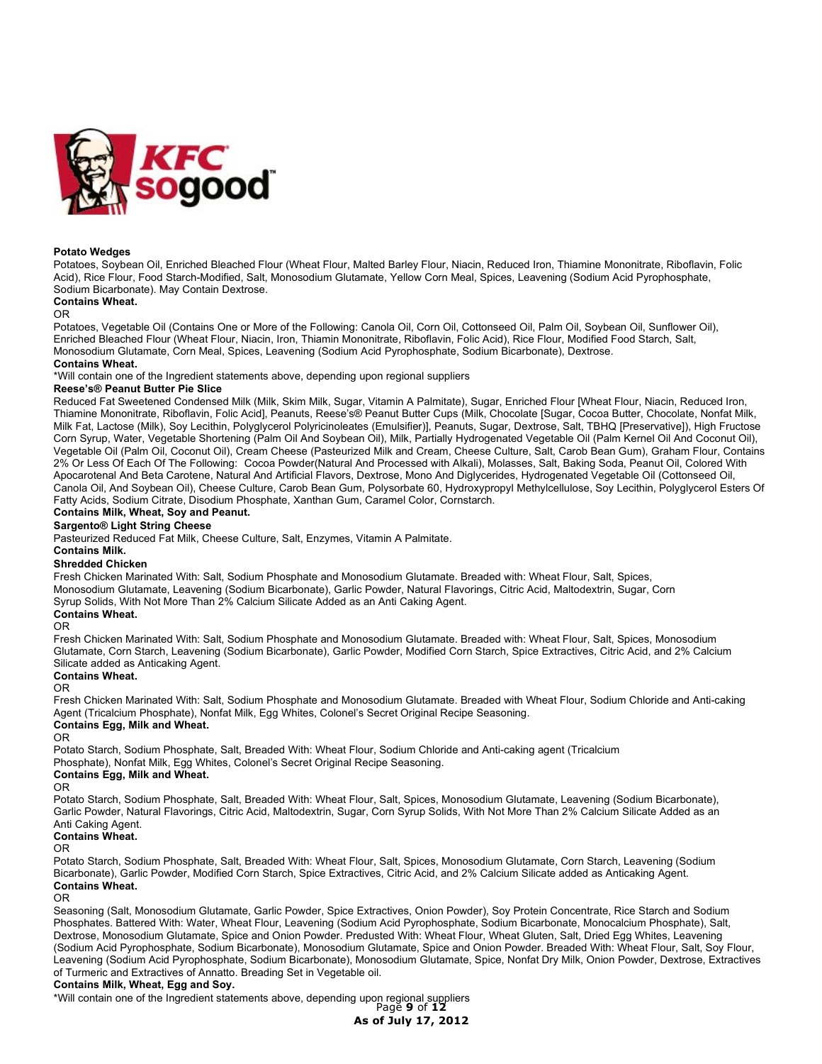**Potato Wedges**

Potatoes, Soybean Oil, Enriched Bleached Flour (Wheat Flour, Malted Barley Flour, Niacin, Reduced Iron, Thiamine Mononitrate, Riboflavin, Folic Acid), Rice Flour, Food Starch-Modified, Salt, Monosodium Glutamate, Yellow Corn Meal, Spices, Leavening (Sodium Acid Pyrophosphate, Sodium Bicarbonate). May Contain Dextrose.

**Contains Wheat.**

OR

Potatoes, Vegetable Oil (Contains One or More of the Following: Canola Oil, Corn Oil, Cottonseed Oil, Palm Oil, Soybean Oil, Sunflower Oil), Enriched Bleached Flour (Wheat Flour, Niacin, Iron, Thiamin Mononitrate, Riboflavin, Folic Acid), Rice Flour, Modified Food Starch, Salt, Monosodium Glutamate, Corn Meal, Spices, Leavening (Sodium Acid Pyrophosphate, Sodium Bicarbonate), Dextrose.

**Contains Wheat.**

*Will contain one of the Ingredient statements above, depending upon regional suppliers

**Reese's® Peanut Butter Pie Slice**

Reduced Fat Sweetened Condensed Milk (Milk, Skim Milk, Sugar, Vitamin A Palmitate), Sugar, Enriched Flour [Wheat Flour, Niacin, Reduced Iron, Thiamine Mononitrate, Riboflavin, Folic Acid], Peanuts, Reese's® Peanut Butter Cups (Milk, Chocolate [Sugar, Cocoa Butter, Chocolate, Nonfat Milk, Milk Fat, Lactose (Milk), Soy Lecithin, Polyglycerol Polyricinoleates (Emulsifier)], Peanuts, Sugar, Dextrose, Salt, TBHQ [Preservative]), High Fructose Corn Syrup, Water, Vegetable Shortening (Palm Oil And Soybean Oil), Milk, Partially Hydrogenated Vegetable Oil (Palm Kernel Oil And Coconut Oil), Vegetable Oil (Palm Oil, Coconut Oil), Cream Cheese (Pasteurized Milk and Cream, Cheese Culture, Salt, Carob Bean Gum), Graham Flour, Contains 2% Or Less Of Each Of The Following: Cocoa Powder(Natural And Processed with Alkali), Molasses, Salt, Baking Soda, Peanut Oil, Colored With Apocarotenal And Beta Carotene, Natural And Artificial Flavors, Dextrose, Mono And Diglycerides, Hydrogenated Vegetable Oil (Cottonseed Oil, Canola Oil, And Soybean Oil), Cheese Culture, Carob Bean Gum, Polysorbate 60, Hydroxypropyl Methylcellulose, Soy Lecithin, Polyglycerol Esters Of Fatty Acids, Sodium Citrate, Disodium Phosphate, Xanthan Gum, Caramel Color, Cornstarch.

**Contains Milk, Wheat, Soy and Peanut.**

**Sargento® Light String Cheese**

Pasteurized Reduced Fat Milk, Cheese Culture, Salt, Enzymes, Vitamin A Palmitate.

**Contains Milk.**

**Shredded Chicken**

Fresh Chicken Marinated With: Salt, Sodium Phosphate and Monosodium Glutamate. Breaded with: Wheat Flour, Salt, Spices, Monosodium Glutamate, Leavening (Sodium Bicarbonate), Garlic Powder, Natural Flavorings, Citric Acid, Maltodextrin, Sugar, Corn Syrup Solids, With Not More Than 2% Calcium Silicate Added as an Anti Caking Agent.

**Contains Wheat.**

OR

Fresh Chicken Marinated With: Salt, Sodium Phosphate and Monosodium Glutamate. Breaded with: Wheat Flour, Salt, Spices, Monosodium Glutamate, Corn Starch, Leavening (Sodium Bicarbonate), Garlic Powder, Modified Corn Starch, Spice Extractives, Citric Acid, and 2% Calcium Silicate added as Anticaking Agent.

**Contains Wheat.**

OR

Fresh Chicken Marinated With: Salt, Sodium Phosphate and Monosodium Glutamate. Breaded with Wheat Flour, Sodium Chloride and Anti-caking Agent (Tricalcium Phosphate), Nonfat Milk, Egg Whites, Colonel's Secret Original Recipe Seasoning.

**Contains Egg, Milk and Wheat.**

OR

Potato Starch, Sodium Phosphate, Salt, Breaded With: Wheat Flour, Sodium Chloride and Anti-caking agent (Tricalcium Phosphate), Nonfat Milk, Egg Whites, Colonel's Secret Original Recipe Seasoning.

**Contains Egg, Milk and Wheat.**

OR

Potato Starch, Sodium Phosphate, Salt, Breaded With: Wheat Flour, Salt, Spices, Monosodium Glutamate, Leavening (Sodium Bicarbonate), Garlic Powder, Natural Flavorings, Citric Acid, Maltodextrin, Sugar, Corn Syrup Solids, With Not More Than 2% Calcium Silicate Added as an Anti Caking Agent.

**Contains Wheat.**

OR

Potato Starch, Sodium Phosphate, Salt, Breaded With: Wheat Flour, Salt, Spices, Monosodium Glutamate, Corn Starch, Leavening (Sodium Bicarbonate), Garlic Powder, Modified Corn Starch, Spice Extractives, Citric Acid, and 2% Calcium Silicate added as Anticaking Agent.

**Contains Wheat.**

OR

Seasoning (Salt, Monosodium Glutamate, Garlic Powder, Spice Extractives, Onion Powder), Soy Protein Concentrate, Rice Starch and Sodium Phosphates. Battered With: Water, Wheat Flour, Leavening (Sodium Acid Pyrophosphate, Sodium Bicarbonate, Monocalcium Phosphate), Salt, Dextrose, Monosodium Glutamate, Spice and Onion Powder. Predusted With: Wheat Flour, Wheat Gluten, Salt, Dried Egg Whites, Leavening (Sodium Acid Pyrophosphate, Sodium Bicarbonate), Monosodium Glutamate, Spice and Onion Powder. Breaded With: Wheat Flour, Salt, Soy Flour, Leavening (Sodium Acid Pyrophosphate, Sodium Bicarbonate), Monosodium Glutamate, Spice, Nonfat Dry Milk, Onion Powder, Dextrose, Extractives of Turmeric and Extractives of Annatto. Breading Set in Vegetable oil.

**Contains Milk, Wheat, Egg and Soy.**

*Will contain one of the Ingredient statements above, depending upon regional suppliers

**As of July 17, 2012**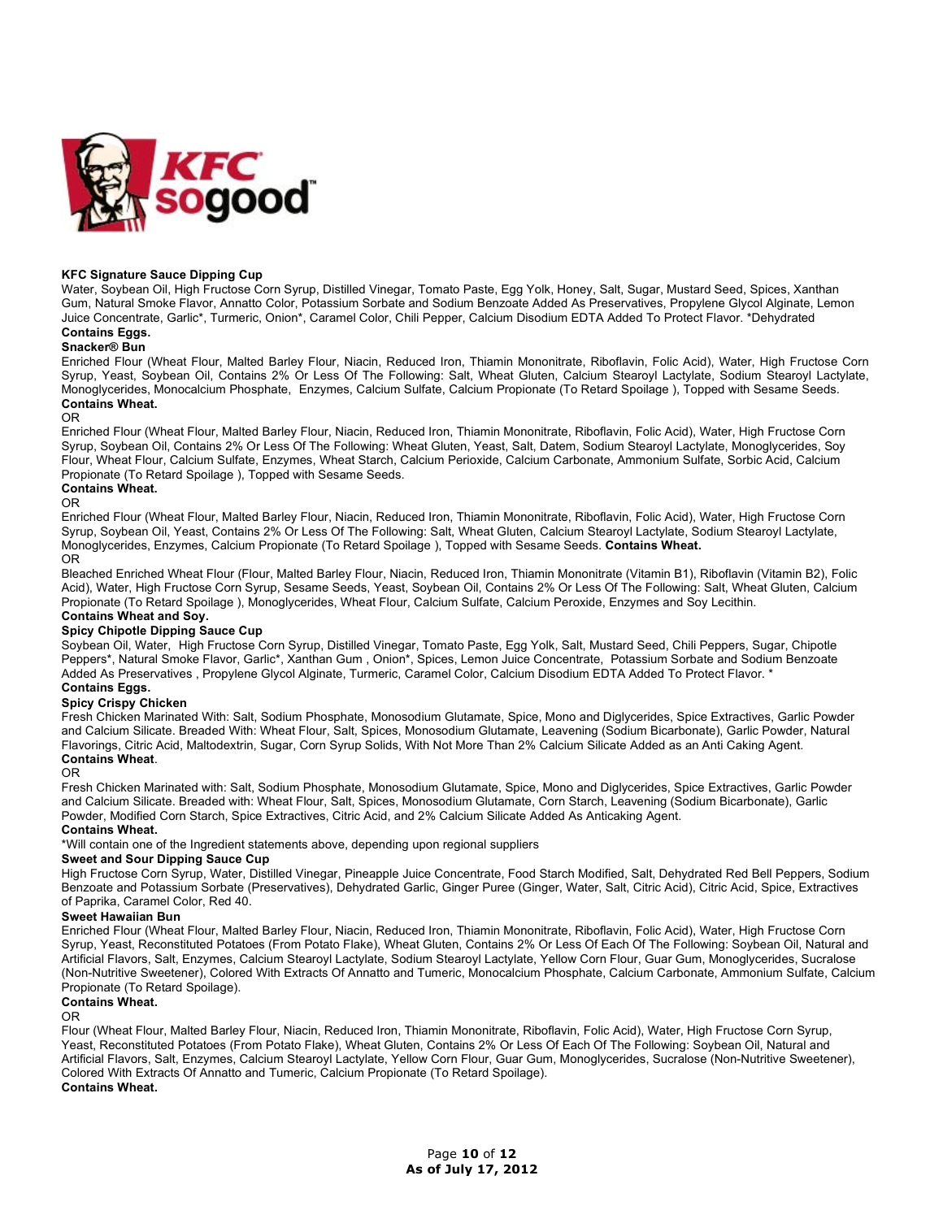**KFC Signature Sauce Dipping Cup**
Water, Soybean Oil, High Fructose Corn Syrup, Distilled Vinegar, Tomato Paste, Egg Yolk, Honey, Salt, Sugar, Mustard Seed, Spices, Xanthan Gum, Natural Smoke Flavor, Annatto Color, Potassium Sorbate and Sodium Benzoate Added As Preservatives, Propylene Glycol Alginate, Lemon Juice Concentrate, Garlic*, Turmeric, Onion*, Caramel Color, Chili Pepper, Calcium Disodium EDTA Added To Protect Flavor. *Dehydrated
**Contains Eggs.**

**Snacker® Bun**
Enriched Flour (Wheat Flour, Malted Barley Flour, Niacin, Reduced Iron, Thiamin Mononitrate, Riboflavin, Folic Acid), Water, High Fructose Corn Syrup, Yeast, Soybean Oil, Contains 2% Or Less Of The Following: Salt, Wheat Gluten, Calcium Stearoyl Lactylate, Sodium Stearoyl Lactylate, Monoglycerides, Monocalcium Phosphate, Enzymes, Calcium Sulfate, Calcium Propionate (To Retard Spoilage ), Topped with Sesame Seeds.
**Contains Wheat.**
OR
Enriched Flour (Wheat Flour, Malted Barley Flour, Niacin, Reduced Iron, Thiamin Mononitrate, Riboflavin, Folic Acid), Water, High Fructose Corn Syrup, Soybean Oil, Contains 2% Or Less Of The Following: Wheat Gluten, Yeast, Salt, Datem, Sodium Stearoyl Lactylate, Monoglycerides, Soy Flour, Wheat Flour, Calcium Sulfate, Enzymes, Wheat Starch, Calcium Perioxide, Calcium Carbonate, Ammonium Sulfate, Sorbic Acid, Calcium Propionate (To Retard Spoilage ), Topped with Sesame Seeds.
**Contains Wheat.**
OR
Enriched Flour (Wheat Flour, Malted Barley Flour, Niacin, Reduced Iron, Thiamin Mononitrate, Riboflavin, Folic Acid), Water, High Fructose Corn Syrup, Soybean Oil, Yeast, Contains 2% Or Less Of The Following: Salt, Wheat Gluten, Calcium Stearoyl Lactylate, Sodium Stearoyl Lactylate, Monoglycerides, Enzymes, Calcium Propionate (To Retard Spoilage ), Topped with Sesame Seeds. **Contains Wheat.**
OR
Bleached Enriched Wheat Flour (Flour, Malted Barley Flour, Niacin, Reduced Iron, Thiamin Mononitrate (Vitamin B1), Riboflavin (Vitamin B2), Folic Acid), Water, High Fructose Corn Syrup, Sesame Seeds, Yeast, Soybean Oil, Contains 2% Or Less Of The Following: Salt, Wheat Gluten, Calcium Propionate (To Retard Spoilage ), Monoglycerides, Wheat Flour, Calcium Sulfate, Calcium Peroxide, Enzymes and Soy Lecithin.
**Contains Wheat and Soy.**

**Spicy Chipotle Dipping Sauce Cup**
Soybean Oil, Water, High Fructose Corn Syrup, Distilled Vinegar, Tomato Paste, Egg Yolk, Salt, Mustard Seed, Chili Peppers, Sugar, Chipotle Peppers*, Natural Smoke Flavor, Garlic*, Xanthan Gum , Onion*, Spices, Lemon Juice Concentrate, Potassium Sorbate and Sodium Benzoate Added As Preservatives , Propylene Glycol Alginate, Turmeric, Caramel Color, Calcium Disodium EDTA Added To Protect Flavor. *
**Contains Eggs.**

**Spicy Crispy Chicken**
Fresh Chicken Marinated With: Salt, Sodium Phosphate, Monosodium Glutamate, Spice, Mono and Diglycerides, Spice Extractives, Garlic Powder and Calcium Silicate. Breaded With: Wheat Flour, Salt, Spices, Monosodium Glutamate, Leavening (Sodium Bicarbonate), Garlic Powder, Natural Flavorings, Citric Acid, Maltodextrin, Sugar, Corn Syrup Solids, With Not More Than 2% Calcium Silicate Added as an Anti Caking Agent.
**Contains Wheat**.
OR
Fresh Chicken Marinated with: Salt, Sodium Phosphate, Monosodium Glutamate, Spice, Mono and Diglycerides, Spice Extractives, Garlic Powder and Calcium Silicate. Breaded with: Wheat Flour, Salt, Spices, Monosodium Glutamate, Corn Starch, Leavening (Sodium Bicarbonate), Garlic Powder, Modified Corn Starch, Spice Extractives, Citric Acid, and 2% Calcium Silicate Added As Anticaking Agent.
**Contains Wheat.**
*Will contain one of the Ingredient statements above, depending upon regional suppliers

**Sweet and Sour Dipping Sauce Cup**
High Fructose Corn Syrup, Water, Distilled Vinegar, Pineapple Juice Concentrate, Food Starch Modified, Salt, Dehydrated Red Bell Peppers, Sodium Benzoate and Potassium Sorbate (Preservatives), Dehydrated Garlic, Ginger Puree (Ginger, Water, Salt, Citric Acid), Citric Acid, Spice, Extractives of Paprika, Caramel Color, Red 40.

**Sweet Hawaiian Bun**
Enriched Flour (Wheat Flour, Malted Barley Flour, Niacin, Reduced Iron, Thiamin Mononitrate, Riboflavin, Folic Acid), Water, High Fructose Corn Syrup, Yeast, Reconstituted Potatoes (From Potato Flake), Wheat Gluten, Contains 2% Or Less Of Each Of The Following: Soybean Oil, Natural and Artificial Flavors, Salt, Enzymes, Calcium Stearoyl Lactylate, Sodium Stearoyl Lactylate, Yellow Corn Flour, Guar Gum, Monoglycerides, Sucralose (Non-Nutritive Sweetener), Colored With Extracts Of Annatto and Tumeric, Monocalcium Phosphate, Calcium Carbonate, Ammonium Sulfate, Calcium Propionate (To Retard Spoilage).
**Contains Wheat.**
OR
Flour (Wheat Flour, Malted Barley Flour, Niacin, Reduced Iron, Thiamin Mononitrate, Riboflavin, Folic Acid), Water, High Fructose Corn Syrup, Yeast, Reconstituted Potatoes (From Potato Flake), Wheat Gluten, Contains 2% Or Less Of Each Of The Following: Soybean Oil, Natural and Artificial Flavors, Salt, Enzymes, Calcium Stearoyl Lactylate, Yellow Corn Flour, Guar Gum, Monoglycerides, Sucralose (Non-Nutritive Sweetener), Colored With Extracts Of Annatto and Tumeric, Calcium Propionate (To Retard Spoilage).
**Contains Wheat.**

**As of July 17, 2012**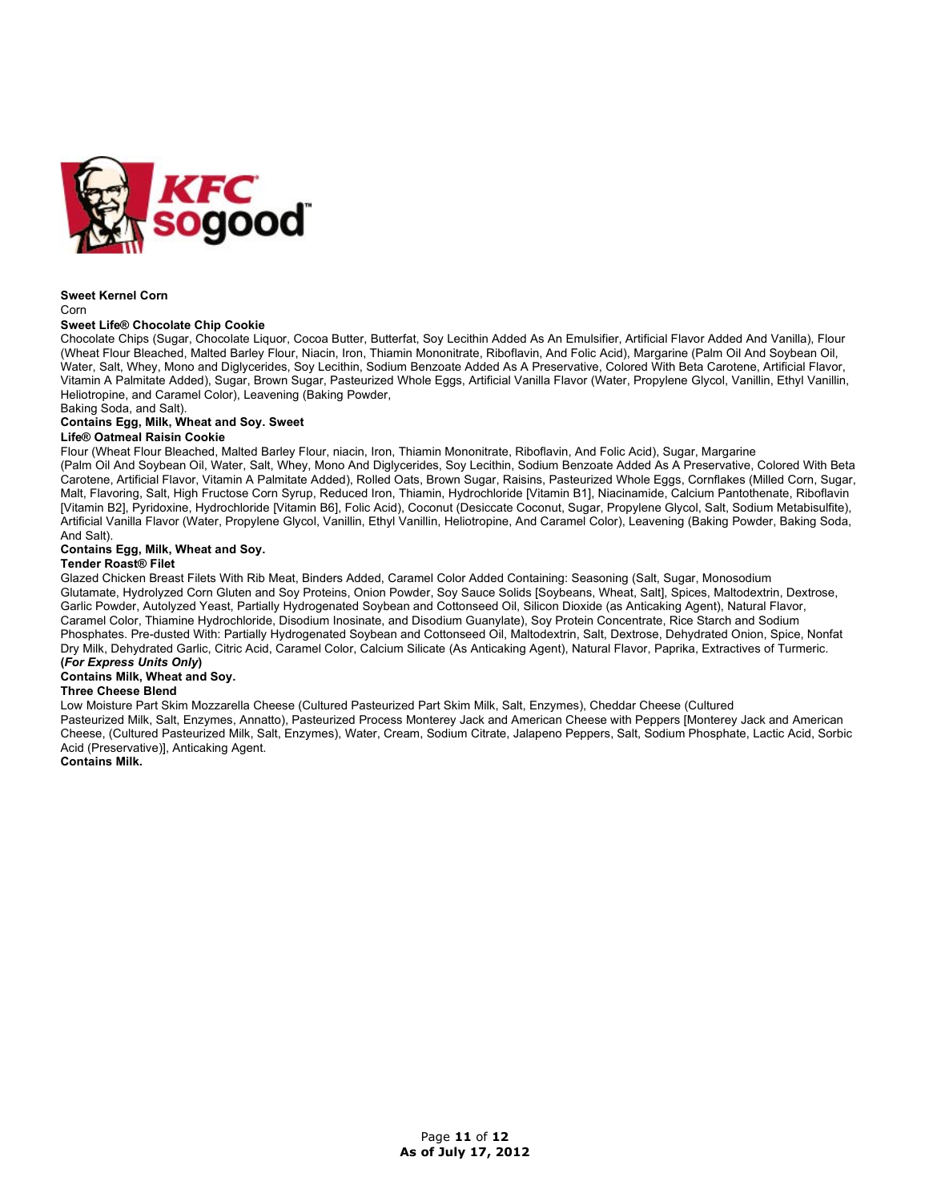**Sweet Kernel Corn**

Corn

**Sweet Life® Chocolate Chip Cookie**

Chocolate Chips (Sugar, Chocolate Liquor, Cocoa Butter, Butterfat, Soy Lecithin Added As An Emulsifier, Artificial Flavor Added And Vanilla), Flour (Wheat Flour Bleached, Malted Barley Flour, Niacin, Iron, Thiamin Mononitrate, Riboflavin, And Folic Acid), Margarine (Palm Oil And Soybean Oil, Water, Salt, Whey, Mono and Diglycerides, Soy Lecithin, Sodium Benzoate Added As A Preservative, Colored With Beta Carotene, Artificial Flavor, Vitamin A Palmitate Added), Sugar, Brown Sugar, Pasteurized Whole Eggs, Artificial Vanilla Flavor (Water, Propylene Glycol, Vanillin, Ethyl Vanillin, Heliotropine, and Caramel Color), Leavening (Baking Powder, Baking Soda, and Salt).

**Contains Egg, Milk, Wheat and Soy.**

**Sweet Life® Oatmeal Raisin Cookie**

Flour (Wheat Flour Bleached, Malted Barley Flour, niacin, Iron, Thiamin Mononitrate, Riboflavin, And Folic Acid), Sugar, Margarine (Palm Oil And Soybean Oil, Water, Salt, Whey, Mono And Diglycerides, Soy Lecithin, Sodium Benzoate Added As A Preservative, Colored With Beta Carotene, Artificial Flavor, Vitamin A Palmitate Added), Rolled Oats, Brown Sugar, Raisins, Pasteurized Whole Eggs, Cornflakes (Milled Corn, Sugar, Malt, Flavoring, Salt, High Fructose Corn Syrup, Reduced Iron, Thiamin, Hydrochloride [Vitamin B1], Niacinamide, Calcium Pantothenate, Riboflavin [Vitamin B2], Pyridoxine, Hydrochloride [Vitamin B6], Folic Acid), Coconut (Desiccate Coconut, Sugar, Propylene Glycol, Salt, Sodium Metabisulfite), Artificial Vanilla Flavor (Water, Propylene Glycol, Vanillin, Ethyl Vanillin, Heliotropine, And Caramel Color), Leavening (Baking Powder, Baking Soda, And Salt).

**Contains Egg, Milk, Wheat and Soy.**

**Tender Roast® Filet**

Glazed Chicken Breast Filets With Rib Meat, Binders Added, Caramel Color Added Containing: Seasoning (Salt, Sugar, Monosodium Glutamate, Hydrolyzed Corn Gluten and Soy Proteins, Onion Powder, Soy Sauce Solids [Soybeans, Wheat, Salt], Spices, Maltodextrin, Dextrose, Garlic Powder, Autolyzed Yeast, Partially Hydrogenated Soybean and Cottonseed Oil, Silicon Dioxide (as Anticaking Agent), Natural Flavor, Caramel Color, Thiamine Hydrochloride, Disodium Inosinate, and Disodium Guanylate), Soy Protein Concentrate, Rice Starch and Sodium Phosphates. Pre-dusted With: Partially Hydrogenated Soybean and Cottonseed Oil, Maltodextrin, Salt, Dextrose, Dehydrated Onion, Spice, Nonfat Dry Milk, Dehydrated Garlic, Citric Acid, Caramel Color, Calcium Silicate (As Anticaking Agent), Natural Flavor, Paprika, Extractives of Turmeric.

**(*For Express Units Only*)**

**Contains Milk, Wheat and Soy.**

**Three Cheese Blend**

Low Moisture Part Skim Mozzarella Cheese (Cultured Pasteurized Part Skim Milk, Salt, Enzymes), Cheddar Cheese (Cultured Pasteurized Milk, Salt, Enzymes, Annatto), Pasteurized Process Monterey Jack and American Cheese with Peppers [Monterey Jack and American Cheese, (Cultured Pasteurized Milk, Salt, Enzymes), Water, Cream, Sodium Citrate, Jalapeno Peppers, Salt, Sodium Phosphate, Lactic Acid, Sorbic Acid (Preservative)], Anticaking Agent.

**Contains Milk.**

**As of July 17, 2012**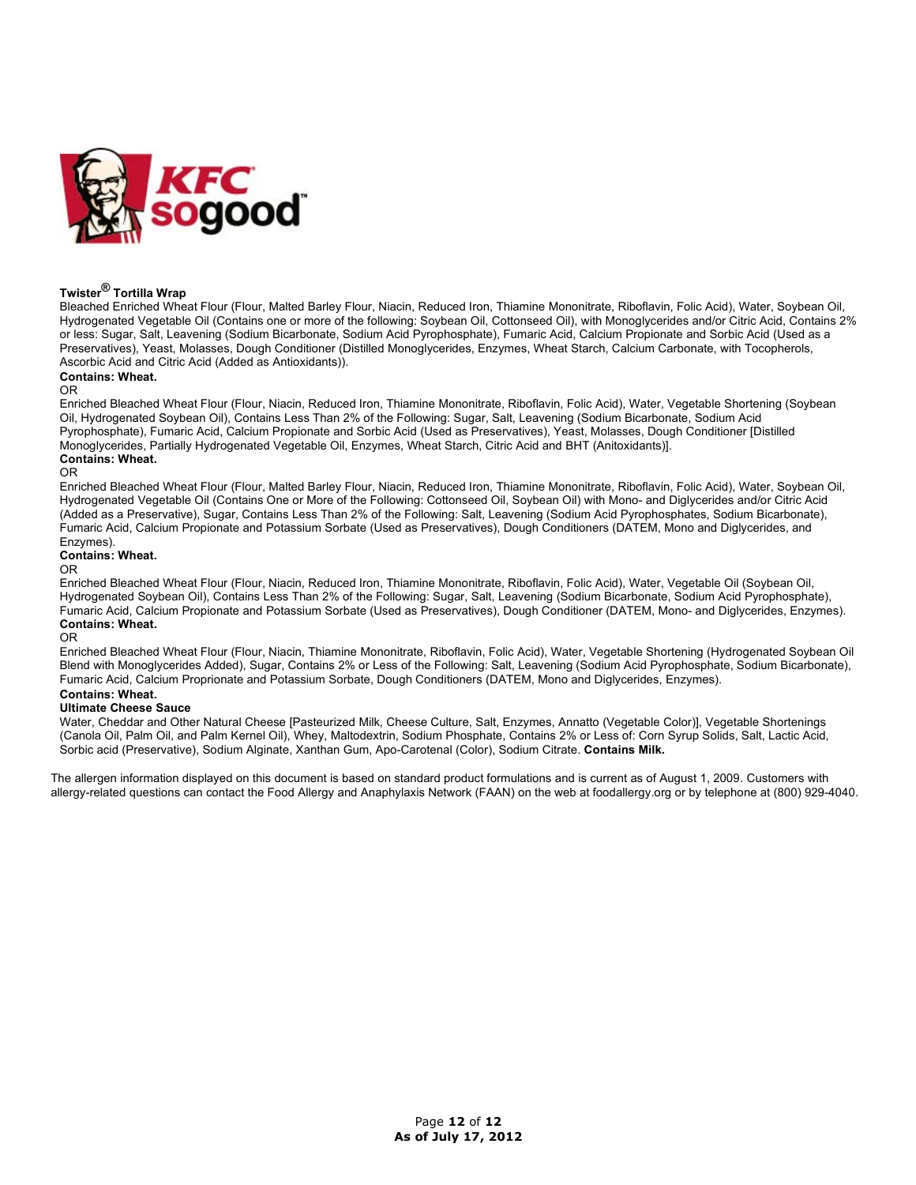**Twister® Tortilla Wrap**

Bleached Enriched Wheat Flour (Flour, Malted Barley Flour, Niacin, Reduced Iron, Thiamine Mononitrate, Riboflavin, Folic Acid), Water, Soybean Oil, Hydrogenated Vegetable Oil (Contains one or more of the following: Soybean Oil, Cottonseed Oil), with Monoglycerides and/or Citric Acid, Contains 2% or less: Sugar, Salt, Leavening (Sodium Bicarbonate, Sodium Acid Pyrophosphate), Fumaric Acid, Calcium Propionate and Sorbic Acid (Used as a Preservatives), Yeast, Molasses, Dough Conditioner (Distilled Monoglycerides, Enzymes, Wheat Starch, Calcium Carbonate, with Tocopherols, Ascorbic Acid and Citric Acid (Added as Antioxidants)).

**Contains: Wheat.**

OR

Enriched Bleached Wheat Flour (Flour, Niacin, Reduced Iron, Thiamine Mononitrate, Riboflavin, Folic Acid), Water, Vegetable Shortening (Soybean Oil, Hydrogenated Soybean Oil), Contains Less Than 2% of the Following: Sugar, Salt, Leavening (Sodium Bicarbonate, Sodium Acid Pyrophosphate), Fumaric Acid, Calcium Propionate and Sorbic Acid (Used as Preservatives), Yeast, Molasses, Dough Conditioner [Distilled Monoglycerides, Partially Hydrogenated Vegetable Oil, Enzymes, Wheat Starch, Citric Acid and BHT (Anitoxidants)].

**Contains: Wheat.**

OR

Enriched Bleached Wheat Flour (Flour, Malted Barley Flour, Niacin, Reduced Iron, Thiamine Mononitrate, Riboflavin, Folic Acid), Water, Soybean Oil, Hydrogenated Vegetable Oil (Contains One or More of the Following: Cottonseed Oil, Soybean Oil) with Mono- and Diglycerides and/or Citric Acid (Added as a Preservative), Sugar, Contains Less Than 2% of the Following: Salt, Leavening (Sodium Acid Pyrophosphates, Sodium Bicarbonate), Fumaric Acid, Calcium Propionate and Potassium Sorbate (Used as Preservatives), Dough Conditioners (DATEM, Mono and Diglycerides, and Enzymes).

**Contains: Wheat.**

OR

Enriched Bleached Wheat Flour (Flour, Niacin, Reduced Iron, Thiamine Mononitrate, Riboflavin, Folic Acid), Water, Vegetable Oil (Soybean Oil, Hydrogenated Soybean Oil), Contains Less Than 2% of the Following: Sugar, Salt, Leavening (Sodium Bicarbonate, Sodium Acid Pyrophosphate), Fumaric Acid, Calcium Propionate and Potassium Sorbate (Used as Preservatives), Dough Conditioner (DATEM, Mono- and Diglycerides, Enzymes).

**Contains: Wheat.**

OR

Enriched Bleached Wheat Flour (Flour, Niacin, Thiamine Mononitrate, Riboflavin, Folic Acid), Water, Vegetable Shortening (Hydrogenated Soybean Oil Blend with Monoglycerides Added), Sugar, Contains 2% or Less of the Following: Salt, Leavening (Sodium Acid Pyrophosphate, Sodium Bicarbonate), Fumaric Acid, Calcium Proprionate and Potassium Sorbate, Dough Conditioners (DATEM, Mono and Diglycerides, Enzymes).

**Contains: Wheat.**

**Ultimate Cheese Sauce**

Water, Cheddar and Other Natural Cheese [Pasteurized Milk, Cheese Culture, Salt, Enzymes, Annatto (Vegetable Color)], Vegetable Shortenings (Canola Oil, Palm Oil, and Palm Kernel Oil), Whey, Maltodextrin, Sodium Phosphate, Contains 2% or Less of: Corn Syrup Solids, Salt, Lactic Acid, Sorbic acid (Preservative), Sodium Alginate, Xanthan Gum, Apo-Carotenal (Color), Sodium Citrate. **Contains Milk.**

The allergen information displayed on this document is based on standard product formulations and is current as of August 1, 2009. Customers with allergy-related questions can contact the Food Allergy and Anaphylaxis Network (FAAN) on the web at foodallergy.org or by telephone at (800) 929-4040.